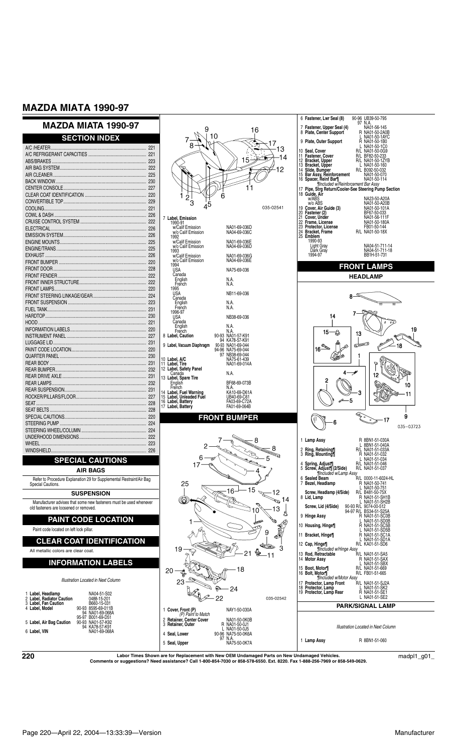# MAZDA MIATA 1990-97

## MAZDA MIATA 1990-97

### SECTION INDEX

| Section | Page |
|---|---|
| A/C /HEATER | 221 |
| A/C REFRIGERANT CAPACITIES | 221 |
| ABS/BRAKES | 223 |
| AIR BAG SYSTEM | 222 |
| AIR CLEANER | 225 |
| BACK WINDOW | 230 |
| CENTER CONSOLE | 227 |
| CLEAR COAT IDENTIFICATION | 220 |
| CONVERTIBLE TOP | 229 |
| COOLING | 221 |
| COWL & DASH | 226 |
| CRUISE CONTROL SYSTEM | 222 |
| ELECTRICAL | 226 |
| EMISSION SYSTEM | 226 |
| ENGINE MOUNTS | 225 |
| ENGINE/TRANS | 225 |
| EXHAUST | 226 |
| FRONT BUMPER | 220 |
| FRONT DOOR | 228 |
| FRONT FENDER | 222 |
| FRONT INNER STRUCTURE | 222 |
| FRONT LAMPS | 220 |
| FRONT STEERING LINKAGE/GEAR | 224 |
| FRONT SUSPENSION | 223 |
| FUEL TANK | 231 |
| HARDTOP | 230 |
| HOOD | 221 |
| INFORMATION LABELS | 220 |
| INSTRUMENT PANEL | 227 |
| LUGGAGE LID | 231 |
| PAINT CODE LOCATION | 220 |
| QUARTER PANEL | 230 |
| REAR BODY | 231 |
| REAR BUMPER | 232 |
| REAR DRIVE AXLE | 231 |
| REAR LAMPS | 232 |
| REAR SUSPENSION | 231 |
| ROCKER/PILLARS/FLOOR | 227 |
| SEAT | 228 |
| SEAT BELTS | 228 |
| SPECIAL CAUTIONS | 220 |
| STEERING PUMP | 224 |
| STEERING WHEEL/COLUMN | 224 |
| UNDERHOOD DIMENSIONS | 222 |
| WHEEL | 223 |
| WINDSHIELD | 226 |

### SPECIAL CAUTIONS

#### AIR BAGS

Refer to Procedure Explanation 29 for Supplemental Restraint/Air Bag Special Cautions.

#### SUSPENSION

Manufacturer advises that some new fasteners must be used whenever old fasteners are loosened or removed.

### PAINT CODE LOCATION

Paint code located on left lock pillar.

### CLEAR COAT IDENTIFICATION

All metallic colors are clear coat.

### INFORMATION LABELS

*Illustration Located in Next Column*

1 **Label, Headlamp** NA04-51-S02
2 **Label, Radiator Caution** 0488-15-201
3 **Label, Fan Caution** B660-15-031
4 **Label, Model** 90-93 8595-69-011B; 94 NA01-69-068A; 95-97 B001-69-D51
5 **Label, Air Bag Caution** 90-93 NA01-57-K92; 94 KA78-57-K91
6 **Label, VIN** NA01-69-068A

035-02541

7 **Label, Emission**
- 1990-91
  - w/Calif Emission NA01-69-036D
  - w/o Calif Emission NA04-69-036C
- 1992
  - w/Calif Emission NA01-69-036E
  - w/o Calif Emission NA04-69-036D
- 1993
  - w/Calif Emission NA01-69-036G
  - w/o Calif Emission NA04-69-036E
- 1994
  - USA NA75-69-036
  - Canada
    - English N.A.
    - French N.A.
- 1995
  - USA NB11-69-036
  - Canada
    - English N.A.
    - French N.A.
- 1996-97
  - USA NB38-69-036
  - Canada
    - English N.A.
    - French N.A.

8 **Label, Caution** 90-93 NA01-57-K91; 94 KA78-57-K91
9 **Label, Vacuum Diaphragm** 90-93 NA01-69-044; 94-96 NA75-69-044; 97 NB38-69-044
10 **Label, A/C** NA75-61-439
11 **Label, Tire** NA01-69-014A
12 **Label, Safety Panel**
- Canada N.A.

13 **Label, Spare Tire**
- English BF68-69-073B
- French N.A.

14 **Label, Fuel Warning** KA10-69-D61A
15 **Label, Unleaded Fuel** UB40-69-C61
16 **Label, Battery** FA03-69-C72A
17 **Label, Battery** FA01-69-064B

### FRONT BUMPER

035-02542

1 **Cover, Front (P)** NAY1-50-030A
*(P) Paint to Match*
2 **Retainer, Center Cover** NA01-50-0K0B
3 **Retainer, Outer** R NA01-50-0J1; L NA01-50-0J5
4 **Seal, Lower** 90-96 NA75-50-0K6A; 97 N.A.
5 **Seal, Upper** NA75-50-0K7A
6 **Fastener, Lwr Seal (8)** 90-96 UB39-50-795; 97 N.A.
7 **Fastener, Upper Seal (4)** NA01-56-145
8 **Plate, Center Support** R NA01-50-2A0B; L NA01-50-1AYC
9 **Plate, Outer Support** R NA01-50-1B0; L NA01-50-1C0
10 **Seal, Cover** R/L NA01-50-0G9
11 **Fastener, Cover** R/L BF82-50-233
12 **Bracket, Upper** R/L NA01-50-1ZYB
13 **Bracket, Upper** L NA01-50-160
14 **Slide, Bumper** R/L B092-50-032
15 **Bar Assy, Reinforcement** NA01-50-070
16 **Spacer, Reinf Bar¶** NA01-50-114
*¶Included w/Reinforcement Bar Assy*
17 **Pipe, Strg Return/Cooler-See Steering Pump Section**
18 **Guide, Air**
- w/ABS NA23-50-A20A
- w/o ABS NA01-50-A20B

19 **Cover, Air Guide (3)** NA01-50-101A
20 **Fastener (2)** BF67-50-033
21 **Cover, Under** NA01-56-111F
22 **Frame, License** NA01-50-180A
23 **Protector, License** FB01-50-144
24 **Bracket, Frame** R/L NA01-50-18X
25 **Emblem**
- 1990-93
  - Light Gray NA04-51-711-14
  - Dark Gray NA04-51-711-18
- 1994-97 BB1H-51-731

### FRONT LAMPS

#### HEADLAMP

035-03723

1 **Lamp Assy** R 8BN1-51-030A; L 8BN1-51-040A
2 **Ring, Retaining¶** R/L NA01-51-033A
3 **Ring, Mounting¶** R NA01-51-032; L NA01-51-034
4 **Spring, Adjust¶** R/L NA01-51-046
5 **Screw, Adjust¶ (2/Side)** R/L NA01-51-037
*¶Included w/Lamp Assy*
6 **Sealed Beam** R/L 0000-11-6024-HL
7 **Bezel, Headlamp** R NA01-50-741; L NA01-50-751
**Screw, Headlamp (4/Side)** R/L B481-50-75X
8 **Lid, Lamp** R NA01-51-SH1B; L NA01-51-SH2B
**Screw, Lid (4/Side)** 90-93 R/L 9074-00-512; 94-97 R/L BS34-51-S25A
9 **Hinge Assy** R NA01-51-SC0B; L NA01-51-SD0B
10 **Housing, Hinge¶** R NA01-51-SC5B; L NA01-51-SD5B
11 **Bracket, Hinge¶** R NA01-51-SC1A; L NA01-51-SD1A
12 **Cap, Hinge¶** R/L KA01-51-SD6
*¶Included w/Hinge Assy*
13 **Rod, Retractable** R/L NA01-51-SA5
14 **Motor Assy** R NA01-51-SAX; L NA01-51-SBX
15 **Boot, Motor¶** R/L NA01-51-669
16 **Bolt, Motor¶** R/L FB01-51-665
*¶Included w/Motor Assy*
17 **Protector, Lamp Front** R/L NA01-51-SJ2A
18 **Protector, Lamp** L NA01-51-SK2
19 **Protector, Lamp Rear** R NA01-51-SE1; L NA01-51-SE2

#### PARK/SIGNAL LAMP

*Illustration Located in Next Column*

1 **Lamp Assy** R 8BN1-51-060

Labor Times Shown are for Replacement with New OEM Undamaged Parts on New Undamaged Vehicles.
Comments or suggestions? Need assistance? Call 1-800-854-7030 or 858-578-6550. Ext. 8220. Fax 1-888-256-7969 or 858-549-0629.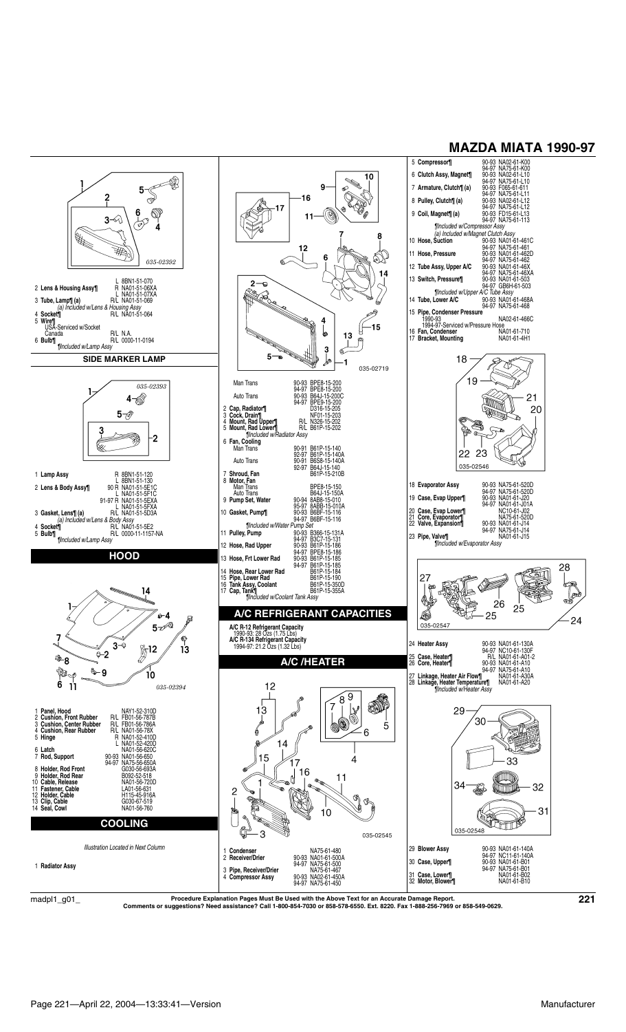# MAZDA MIATA 1990-97

## SIDE MARKER LAMP

035-02392

| No. | Part | | Part Number |
|---|---|---|---|
| 2 | Lens & Housing Assy¶ | L | 8BN1-51-070 |
| | | R | NA01-51-06XA |
| | | L | NA01-51-07XA |
| 3 | Tube, Lamp¶ (a) | R/L | NA01-51-069 |
| | *(a) Included w/Lens & Housing Assy* | | |
| 4 | Socket¶ | R/L | NA01-51-064 |
| 5 | Wire¶ | | |
| | USA-Serviced w/Socket | | |
| | Canada | R/L | N.A. |
| 6 | Bulb¶ | R/L | 0000-11-0194 |
| | *¶Included w/Lamp Assy* | | |

035-02393

| No. | Part | | Part Number |
|---|---|---|---|
| 1 | Lamp Assy | R | 8BN1-51-120 |
| | | L | 8BN1-51-130 |
| 2 | Lens & Body Assy¶ | 90 R | NA01-51-5E1C |
| | | L | NA01-51-5F1C |
| | | 91-97 R | NA01-51-5EXA |
| | | L | NA01-51-5FXA |
| 3 | Gasket, Lens¶ (a) | R/L | NA01-51-5D3A |
| | *(a) Included w/Lens & Body Assy* | | |
| 4 | Socket¶ | R/L | NA01-51-5E2 |
| 5 | Bulb¶ | R/L | 0000-11-1157-NA |
| | *¶Included w/Lamp Assy* | | |

## HOOD

035-02394

| No. | Part | | Part Number |
|---|---|---|---|
| 1 | Panel, Hood | | NAY1-52-310D |
| 2 | Cushion, Front Rubber | R/L | FB01-56-787B |
| 3 | Cushion, Center Rubber | R/L | FB01-56-786A |
| 4 | Cushion, Rear Rubber | R/L | NA01-56-78X |
| 5 | Hinge | R | NA01-52-410D |
| | | L | NA01-52-420D |
| 6 | Latch | | NA01-56-620C |
| 7 | Rod, Support | 90-93 | NA01-56-650 |
| | | 94-97 | NA75-56-650A |
| 8 | Holder, Rod Front | | G030-56-693A |
| 9 | Holder, Rod Rear | | B092-52-518 |
| 10 | Cable, Release | | NA01-56-720D |
| 11 | Fastener, Cable | | LA01-56-631 |
| 12 | Holder, Cable | | H115-45-916A |
| 13 | Clip, Cable | | G030-67-519 |
| 14 | Seal, Cowl | | NA01-56-760 |

## COOLING

*Illustration Located in Next Column*

035-02719

| No. | Part | | Part Number |
|---|---|---|---|
| 1 | Radiator Assy | | |
| | Man Trans | 90-93 | BPE8-15-200 |
| | | 94-97 | BPE8-15-200 |
| | Auto Trans | 90-93 | B64J-15-200C |
| | | 94-97 | BPE9-15-200 |
| 2 | Cap, Radiator¶ | | D316-15-205 |
| 3 | Cock, Drain¶ | | NF01-15-203 |
| 4 | Mount, Rad Upper¶ | R/L | N326-15-202 |
| 5 | Mount, Rad Lower¶ | R/L | B61P-15-202 |
| | *¶Included w/Radiator Assy* | | |
| 6 | Fan, Cooling | | |
| | Man Trans | 90-91 | B61P-15-140 |
| | | 92-97 | B61P-15-140A |
| | Auto Trans | 90-91 | B6S8-15-140A |
| | | 92-97 | B64J-15-140 |
| 7 | Shroud, Fan | | B61P-15-210B |
| 8 | Motor, Fan | | |
| | Man Trans | | BPE8-15-150 |
| | Auto Trans | | B64J-15-150A |
| 9 | Pump Set, Water | 90-94 | 8AB8-15-010 |
| | | 95-97 | 8ABB-15-010A |
| 10 | Gasket, Pump¶ | 90-93 | B6BF-15-116 |
| | | 94-97 | B6BF-15-116 |
| | *¶Included w/Water Pump Set* | | |
| 11 | Pulley, Pump | 90-93 | B366-15-131A |
| | | 94-97 | B3C7-15-131 |
| 12 | Hose, Rad Upper | 90-93 | B61P-15-186 |
| | | 94-97 | BPE8-15-186 |
| 13 | Hose, Frt Lower Rad | 90-93 | B61P-15-185 |
| | | 94-97 | B61P-15-185 |
| 14 | Hose, Rear Lower Rad | | B61P-15-184 |
| 15 | Pipe, Lower Rad | | B61P-15-190 |
| 16 | Tank Assy, Coolant | | B61P-15-350D |
| 17 | Cap, Tank¶ | | B61P-15-355A |
| | *¶Included w/Coolant Tank Assy* | | |

## A/C REFRIGERANT CAPACITIES

**A/C R-12 Refrigerant Capacity**
1990-93: 28 Ozs (1.75 Lbs)
**A/C R-134 Refrigerant Capacity**
1994-97: 21.2 Ozs (1.32 Lbs)

## A/C /HEATER

035-02545

| No. | Part | | Part Number |
|---|---|---|---|
| 1 | Condenser | | NA75-61-480 |
| 2 | Receiver/Drier | 90-93 | NA01-61-500A |
| | | 94-97 | NA75-61-500 |
| 3 | Pipe, Receiver/Drier | | NA75-61-467 |
| 4 | Compressor Assy | 90-93 | NA02-61-450A |
| | | 94-97 | NA75-61-450 |
| 5 | Compressor¶ | 90-93 | NA02-61-K00 |
| | | 94-97 | NA75-61-K00 |
| 6 | Clutch Assy, Magnet¶ | 90-93 | NA02-61-L10 |
| | | 94-97 | NA75-61-L10 |
| 7 | Armature, Clutch¶ (a) | 90-93 | F065-61-611 |
| | | 94-97 | NA75-61-L11 |
| 8 | Pulley, Clutch¶ (a) | 90-93 | NA02-61-L12 |
| | | 94-97 | NA75-61-L12 |
| 9 | Coil, Magnet¶ (a) | 90-93 | FD15-61-L13 |
| | | 94-97 | NA75-61-113 |
| | *¶Included w/Compressor Assy* | | |
| | *(a) Included w/Magnet Clutch Assy* | | |
| 10 | Hose, Suction | 90-93 | NA01-61-461C |
| | | 94-97 | NA75-61-461 |
| 11 | Hose, Pressure | 90-93 | NA01-61-462D |
| | | 94-97 | NA75-61-462 |
| 12 | Tube Assy, Upper A/C | 90-93 | NA01-61-46X |
| | | 94-97 | NA75-61-46XA |
| 13 | Switch, Pressure¶ | 90-93 | NA01-61-503 |
| | | 94-97 | GB6H-61-503 |
| | *¶Included w/Upper A/C Tube Assy* | | |
| 14 | Tube, Lower A/C | 90-93 | NA01-61-468A |
| | | 94-97 | NA75-61-468 |
| 15 | Pipe, Condenser Pressure | | |
| | 1990-93 | | NA02-61-466C |
| | 1994-97-Serviced w/Pressure Hose | | |
| 16 | Fan, Condenser | | NA01-61-710 |
| 17 | Bracket, Mounting | | NA01-61-4H1 |

035-02546

| No. | Part | | Part Number |
|---|---|---|---|
| 18 | Evaporator Assy | 90-93 | NA75-61-520D |
| | | 94-97 | NA75-61-520D |
| 19 | Case, Evap Upper¶ | 90-93 | NA01-61-J20 |
| | | 94-97 | NA01-61-J01A |
| 20 | Case, Evap Lower¶ | | NC10-61-J02 |
| 21 | Core, Evaporator¶ | | NA75-61-520D |
| 22 | Valve, Expansion¶ | 90-93 | NA01-61-J14 |
| | | 94-97 | NA75-61-J14 |
| 23 | Pipe, Valve¶ | | NA01-61-J15 |
| | *¶Included w/Evaporator Assy* | | |

035-02547

| No. | Part | | Part Number |
|---|---|---|---|
| 24 | Heater Assy | 90-93 | NA01-61-130A |
| | | 94-97 | NC10-61-130F |
| 25 | Case, Heater¶ | R/L | NA01-61-A01-2 |
| 26 | Core, Heater¶ | 90-93 | NA01-61-A10 |
| | | 94-97 | NA75-61-A10 |
| 27 | Linkage, Heater Air Flow¶ | | NA01-61-A30A |
| 28 | Linkage, Heater Temperature¶ | | NA01-61-A20 |
| | *¶Included w/Heater Assy* | | |

035-02548

| No. | Part | | Part Number |
|---|---|---|---|
| 29 | Blower Assy | 90-93 | NA01-61-140A |
| | | 94-97 | NC11-61-140A |
| 30 | Case, Upper¶ | 90-93 | NA01-61-B01 |
| | | 94-97 | NA75-61-B01 |
| 31 | Case, Lower¶ | | NA01-61-B02 |
| 32 | Motor, Blower¶ | | NA01-61-B10 |

madpl1_g01_

**Procedure Explanation Pages Must Be Used with the Above Text for an Accurate Damage Report.**
**Comments or suggestions? Need assistance? Call 1-800-854-7030 or 858-578-6550. Ext. 8220. Fax 1-888-256-7969 or 858-549-0629.**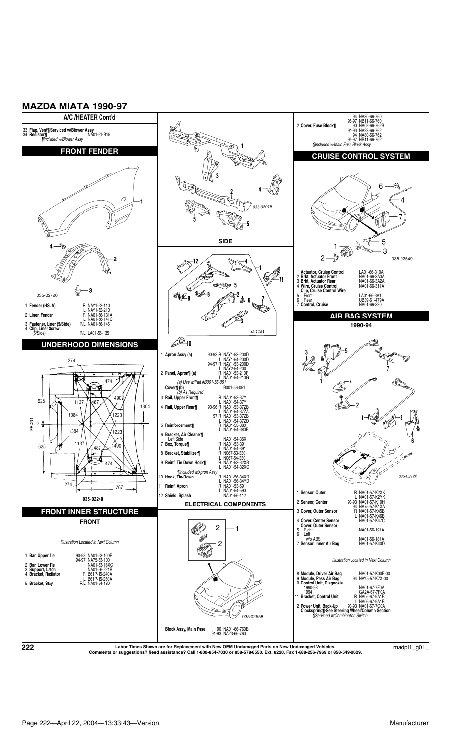# MAZDA MIATA 1990-97

## A/C /HEATER Cont'd

| # | Part | Part No. |
|---|---|---|
| 33 | **Flap, Vent¶-Serviced w/Blower Assy** | |
| 34 | **Resistor¶** | NA01-61-B15 |

*¶Included w/Blower Assy*

## FRONT FENDER

035-02720

| # | Part | | Part No. |
|---|---|---|---|
| 1 | **Fender (HSLA)** | R | NAY1-52-110 |
| | | L | NAY1-52-210 |
| 2 | **Liner, Fender** | R | NA01-56-131A |
| | | L | NA01-56-141C |
| 3 | **Fastener, Liner (5/Side)** | R/L | NA01-56-145 |
| 4 | **Clip, Liner Screw** (5/Side) | R/L | LA01-56-135 |

## UNDERHOOD DIMENSIONS

274, 474, 625, 1137, 487, 1490, 1304, 1384, 1223, FRONT, 1384, 1223, 625, 1137, 487, 1490, 474, 274, 767

035-02240

## FRONT INNER STRUCTURE

### FRONT

*Illustration Located in Next Column*

| # | Part | | Part No. |
|---|---|---|---|
| 1 | **Bar, Upper Tie** | 90-93 | NA01-53-100F |
| | | 94-97 | NA75-53-100 |
| 2 | **Bar, Lower Tie** | | NA01-53-16XC |
| 3 | **Support, Latch** | | NA01-56-221B |
| 4 | **Bracket, Radiator** | R | B61P-15-240A |
| | | L | B61P-15-250A |
| 5 | **Bracket, Stay** | R/L | NA01-54-180 |

035-02019

### SIDE

35-1151

| # | Part | | Part No. |
|---|---|---|---|
| 1 | **Apron Assy (a)** | 90-93 R | NAY1-53-200D |
| | | L | NAY1-54-200D |
| | | 94-97 R | NAY1-53-200D |
| | | L | NAY2-54-200 |
| 2 | **Panel, Apron¶ (a)** | R | NA01-53-210F |
| | | L | NA01-54-210G |
| | *(a) Use w/Part #B001-56-051* | | |
| | **Cover¶ (b)** | | B001-56-051 |
| | *(b) As Required* | | |
| 3 | **Rail, Upper Front¶** | R | NA01-53-37Y |
| | | L | NA01-54-37Y |
| 4 | **Rail, Upper Rear¶** | 90-96 R | NA01-53-37ZB |
| | | L | NA01-54-37ZA |
| | | 97 R | NA01-53-37ZB |
| | | L | NA01-54-37ZD |
| 5 | **Reinforcement¶** | R | NA01-53-380 |
| | | L | NA01-54-380B |
| 6 | **Bracket, Air Cleaner¶** Left Side | | NA01-54-36X |
| 7 | **Box, Torque¶** | R | NA01-53-391 |
| | | L | NA01-54-391 |
| 8 | **Bracket, Stabilizer¶** | R | N067-53-330 |
| | | L | N067-54-330 |
| 9 | **Reinf, Tie Down Hook¶** | R | NA01-53-32XB |
| | | L | NA01-54-32XC |
| | *¶Included w/Apron Assy* | | |
| 10 | **Hook, Tie-Down** | R | NA01-56-34XD |
| | | L | NA01-56-34YD |
| 11 | **Reinf, Apron** | R | NA01-53-591 |
| | | L | NA01-54-590 |
| 12 | **Shield, Splash** | | NA01-56-112 |

## ELECTRICAL COMPONENTS

035-02558

| # | Part | | Part No. |
|---|---|---|---|
| 1 | **Block Assy, Main Fuse** | 90 | NA01-66-760B |
| | | 91-93 | NA23-66-760 |
| | | 94 | NA80-66-760 |
| | | 95-97 | NB11-66-760 |
| 2 | **Cover, Fuse Block¶** | 90 | NA02-66-762B |
| | | 91-93 | NA23-66-762 |
| | | 94 | NA80-66-762 |
| | | 95-97 | NB11-66-762 |

*¶Included w/Main Fuse Block Assy*

## CRUISE CONTROL SYSTEM

035-02549

| # | Part | Part No. |
|---|---|---|
| 1 | **Actuator, Cruise Control** | LA01-66-310A |
| 2 | **Brkt, Actuator Front** | NA01-66-3A3A |
| 3 | **Brkt, Actuator Rear** | NA01-66-3A2A |
| 4 | **Wire, Cruise Control** | NA01-66-311A |
| | **Clip, Cruise Control Wire** | |
| 5 | Front | LA01-66-3A1 |
| 6 | Rear | UB39-61-479A |
| 7 | **Control, Cruise** | NA01-66-320 |

## AIR BAG SYSTEM

### 1990-94

035-02126

| # | Part | | Part No. |
|---|---|---|---|
| 1 | **Sensor, Outer** | R | NA01-57-K2XK |
| | | L | NA01-57-K2YK |
| 2 | **Sensor, Center** | 90-93 | NA01-57-K10H |
| | | 94 | NA75-57-K1XA |
| 3 | **Cover, Outer Sensor** | R | NA01-57-K45B |
| | | L | NA01-57-K46B |
| 4 | **Cover, Center Sensor** | | NA01-57-K47C |
| | **Cover, Outer Sensor** | | |
| 5 | Right | | NA01-56-191A |
| 6 | Left | | |
| | w/o ABS | | NA01-56-181A |
| 7 | **Sensor, Inner Air Bag** | | NA01-57-K40D |

*Illustration Located in Next Column*

| # | Part | | Part No. |
|---|---|---|---|
| 8 | **Module, Driver Air Bag** | | NA01-57-K00E-00 |
| 9 | **Module, Pass Air Bag** | 94 | NAY5-57-K7X-00 |
| 10 | **Control Unit, Diagnosis** | | |
| | 1990-93 | | NA01-67-7F0A |
| | 1994 | | GA2A-67-7F0A |
| 11 | **Bracket, Control Unit** | R | NA05-67-9A1B |
| | | L | NA06-67-9A1B |
| 12 | **Power Unit, Back-Up** | 90-93 | NA01-67-7G0A |
| | **Clockspring¶-See Steering Wheel/Column Section** | | |
| | *¶Serviced w/Combination Switch* | | |

Labor Times Shown are for Replacement with New OEM Undamaged Parts on New Undamaged Vehicles.
Comments or suggestions? Need assistance? Call 1-800-854-7030 or 858-578-6550. Ext. 8220. Fax 1-888-256-7969 or 858-549-0629.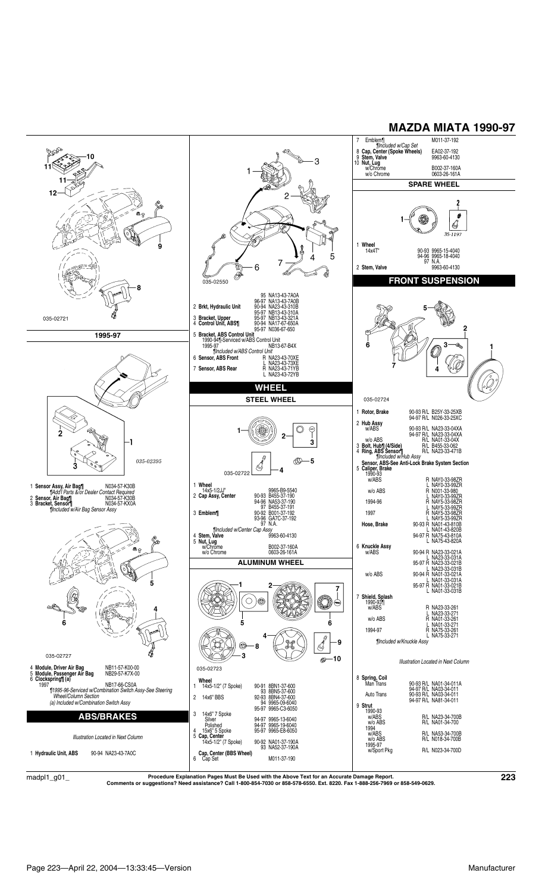# MAZDA MIATA 1990-97

035-02721

### 1995-97

035-02395

1 **Sensor Assy, Air Bag¶** N034-57-K30B
¶Add'l Parts &/or Dealer Contact Required
2 **Sensor, Air Bag¶** N034-57-K30B
3 **Bracket, Sensor¶** N034-57-KX0A
¶Included w/Air Bag Sensor Assy

035-02727

4 **Module, Driver Air Bag** NB11-57-K00-00
5 **Module, Passenger Air Bag** NB29-57-K7X-00
6 **Clockspring¶ (a)**
1997 NB17-66-CS0A
¶1995-96-Serviced w/Combination Switch Assy-See Steering Wheel/Column Section
(a) Included w/Combination Switch Assy

## ABS/BRAKES

*Illustration Located in Next Column*

1 **Hydraulic Unit, ABS** 90-94 NA23-43-7A0C

035-02550

95 NA13-43-7A0A
96-97 NA13-43-7A0B
2 **Brkt, Hydraulic Unit** 90-94 NA23-43-310B
95-97 NB13-43-310A
3 **Bracket, Upper** 95-97 NB13-43-321A
4 **Control Unit, ABS¶** 90-94 NA17-67-650A
95-97 N036-67-650
5 **Bracket, ABS Control Unit**
1990-94¶-Serviced w/ABS Control Unit
1995-97 NB13-67-B4X
¶Included w/ABS Control Unit
6 **Sensor, ABS Front** R NA23-43-70XE
L NA23-43-73XE
7 **Sensor, ABS Rear** R NA23-43-71YB
L NA23-43-72YB

## WHEEL

### STEEL WHEEL

035-02722

1 **Wheel**
14x5-1/2JJ" 9965-B9-5540
2 **Cap Assy, Center** 90-93 B455-37-190
94-96 NA53-37-190
97 B455-37-191
3 **Emblem¶** 90-92 B001-37-192
93-96 GA7C-37-192
97 N.A.
¶Included w/Center Cap Assy
4 **Stem, Valve** 9963-60-4130
5 **Nut, Lug**
w/Chrome B002-37-160A
w/o Chrome 0603-26-161A

### ALUMINUM WHEEL

035-02723

**Wheel**
1 14x5-1/2" (7 Spoke) 90-91 8BN1-37-600
93 8BN5-37-600
2 14x6" BBS 92-93 8BN4-37-600
94 9965-09-6040
95-97 9965-C3-6050
3 14x6" 7 Spoke
Silver 94-97 9965-13-6040
Polished 94-97 9965-19-6040
4 15x6" 5 Spoke 95-97 9965-E8-6050
5 **Cap, Center**
14x5-1/2" (7 Spoke) 90-92 NA01-37-190A
93 NA52-37-190A
**Cap, Center (BBS Wheel)**
6 Cap Set M011-37-190
7 Emblem¶ M011-37-192
¶Included w/Cap Set
8 **Cap, Center (Spoke Wheels)** EA02-37-192
9 **Stem, Valve** 9963-60-4130
10 **Nut, Lug**
w/Chrome B002-37-160A
w/o Chrome 0603-26-161A

### SPARE WHEEL

35-1197

1 **Wheel**
14x4T" 90-93 9965-15-4040
94-96 9965-18-4040
97 N.A.
2 **Stem, Valve** 9963-60-4130

## FRONT SUSPENSION

035-02724

1 **Rotor, Brake** 90-93 R/L B25Y-33-25XB
94-97 R/L N026-33-25XC
2 **Hub Assy**
w/ABS 90-93 R/L NA23-33-04XA
94-97 R/L NA23-33-04XA
w/o ABS R/L NA01-33-04X
3 **Bolt, Hub¶ (4/Side)** R/L B455-33-062
4 **Ring, ABS Sensor¶** R/L NA23-33-471B
¶Included w/Hub Assy
**Sensor, ABS-See Anti-Lock Brake System Section**
5 **Caliper, Brake**
1990-93
w/ABS R NAY0-33-98ZR
L NAY0-33-99ZR
w/o ABS R N001-33-980
L NAY0-33-99ZR
1994-96 R NAY5-33-98ZR
L NAY5-33-99ZR
1997 R NAY5-33-98ZR
L NAY5-33-99ZR
**Hose, Brake** 90-93 R NA01-43-810B
L NA01-43-820B
94-97 R NA75-43-810A
L NA75-43-820A
6 **Knuckle Assy**
w/ABS 90-94 R NA23-33-021A
L NA23-33-031A
95-97 R NA23-33-021B
L NA23-33-031B
w/o ABS 90-94 R NA01-33-021A
L NA01-33-031A
95-97 R NA01-33-021B
L NA01-33-031B
7 **Shield, Splash**
1990-93¶
w/ABS R NA23-33-261
L NA23-33-271
w/o ABS R NA01-33-261
L NA01-33-271
1994-97 R NA75-33-261
L NA75-33-271
¶Included w/Knuckle Assy

*Illustration Located in Next Column*

8 **Spring, Coil**
Man Trans 90-93 R/L NA01-34-011A
94-97 R/L NA03-34-011
Auto Trans 90-93 R/L NA03-34-011
94-97 R/L NA81-34-011
9 **Strut**
1990-93
w/ABS R/L NA23-34-700B
w/o ABS R/L NA01-34-700
1994
w/ABS R/L NA53-34-700B
w/o ABS R/L N018-34-700B
1995-97
w/Sport Pkg R/L N023-34-700D

madpl1_g01_ **Procedure Explanation Pages Must Be Used with the Above Text for an Accurate Damage Report.**
**Comments or suggestions? Need assistance? Call 1-800-854-7030 or 858-578-6550. Ext. 8220. Fax 1-888-256-7969 or 858-549-0629.**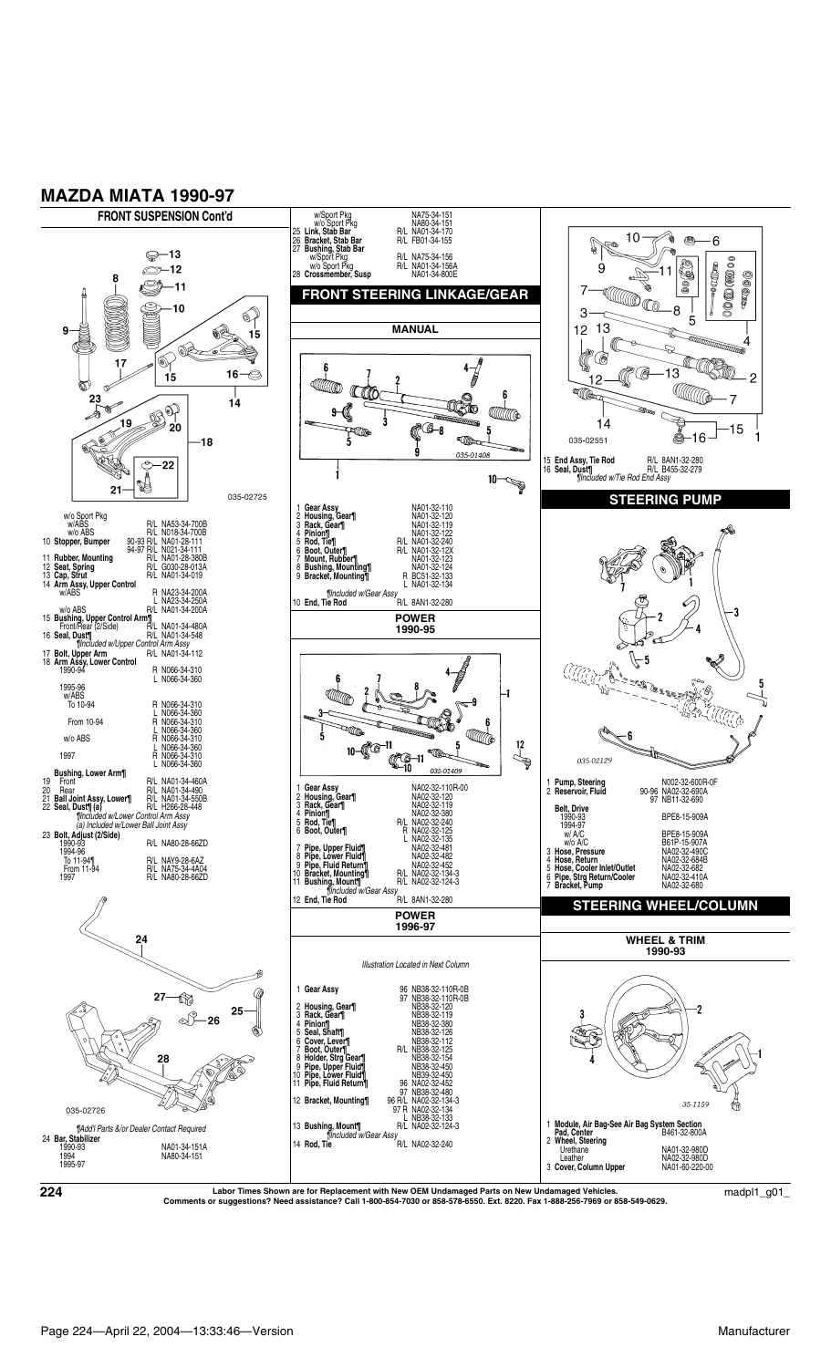# MAZDA MIATA 1990-97

## FRONT SUSPENSION Cont'd

035-02725

| | | |
|---|---|---|
| w/o Sport Pkg | | |
| w/ABS | R/L | NA53-34-700B |
| w/o ABS | R/L | N018-34-700B |
| 10 **Stopper, Bumper** | 90-93 R/L | NA01-28-111 |
| | 94-97 R/L | N021-34-111 |
| 11 **Rubber, Mounting** | R/L | NA01-28-380B |
| 12 **Seat, Spring** | R/L | G030-28-013A |
| 13 **Cap, Strut** | R/L | NA01-34-019 |
| 14 **Arm Assy, Upper Control** | | |
| w/ABS | R | NA23-34-200A |
| | L | NA23-34-250A |
| w/o ABS | R/L | NA01-34-200A |
| 15 **Bushing, Upper Control Arm¶** | | |
| Front/Rear (2/Side) | R/L | NA01-34-480A |
| 16 **Seal, Dust¶** | R/L | NA01-34-548 |
| *¶Included w/Upper Control Arm Assy* | | |
| 17 **Bolt, Upper Arm** | R/L | NA01-34-112 |
| 18 **Arm Assy, Lower Control** | | |
| 1990-94 | R | N066-34-310 |
| | L | N066-34-360 |
| 1995-96 | | |
| w/ABS | | |
| To 10-94 | R | N066-34-310 |
| | L | N066-34-360 |
| From 10-94 | R | N066-34-310 |
| | L | N066-34-360 |
| w/o ABS | R | N066-34-310 |
| | L | N066-34-360 |
| 1997 | R | N066-34-310 |
| | L | N066-34-360 |
| **Bushing, Lower Arm¶** | | |
| 19 Front | R/L | NA01-34-460A |
| 20 Rear | R/L | NA01-34-490 |
| 21 **Ball Joint Assy, Lower¶** | R/L | NA01-34-550B |
| 22 **Seal, Dust¶ (a)** | R/L | H266-28-448 |
| *¶Included w/Lower Control Arm Assy* | | |
| *(a) Included w/Lower Ball Joint Assy* | | |
| 23 **Bolt, Adjust (2/Side)** | | |
| 1990-93 | R/L | NA80-28-66ZD |
| 1994-96 | | |
| To 11-94¶ | R/L | NA9Y-28-6AZ |
| From 11-94 | R/L | NA75-34-4A04 |
| 1997 | R/L | NA80-28-66ZD |

035-02726

*¶Add'l Parts &/or Dealer Contact Required*

| | | |
|---|---|---|
| 24 **Bar, Stabilizer** | | |
| 1990-93 | | NA01-34-151A |
| 1994 | | NA80-34-151 |
| 1995-97 | | |
| w/Sport Pkg | | NA75-34-151 |
| w/o Sport Pkg | | NA80-34-151 |
| 25 **Link, Stab Bar** | R/L | NA01-34-170 |
| 26 **Bracket, Stab Bar** | R/L | FB01-34-155 |
| 27 **Bushing, Stab Bar** | | |
| w/Sport Pkg | R/L | NA75-34-156 |
| w/o Sport Pkg | R/L | NA01-34-156A |
| 28 **Crossmember, Susp** | | NA01-34-800E |

## FRONT STEERING LINKAGE/GEAR

### MANUAL

035-01408

| | | |
|---|---|---|
| 1 **Gear Assy** | | NA01-32-110 |
| 2 **Housing, Gear¶** | | NA01-32-120 |
| 3 **Rack, Gear¶** | | NA01-32-119 |
| 4 **Pinion¶** | | NA01-32-122 |
| 5 **Rod, Tie¶** | R/L | NA01-32-240 |
| 6 **Boot, Outer¶** | R/L | NA01-32-12X |
| 7 **Mount, Rubber¶** | | NA01-32-123 |
| 8 **Bushing, Mounting¶** | | NA01-32-124 |
| 9 **Bracket, Mounting¶** | R | BC51-32-133 |
| | L | NA01-32-134 |
| *¶Included w/Gear Assy* | | |
| 10 **End, Tie Rod** | R/L | 8AN1-32-280 |

### POWER 1990-95

035-01409

| | | |
|---|---|---|
| 1 **Gear Assy** | | NA02-32-110R-00 |
| 2 **Housing, Gear¶** | | NA02-32-120 |
| 3 **Rack, Gear¶** | | NA02-32-119 |
| 4 **Pinion¶** | | NA02-32-380 |
| 5 **Rod, Tie¶** | R/L | NA02-32-240 |
| 6 **Boot, Outer¶** | R | NA02-32-125 |
| | L | NA02-32-135 |
| 7 **Pipe, Upper Fluid¶** | | NA02-32-481 |
| 8 **Pipe, Lower Fluid¶** | | NA02-32-482 |
| 9 **Pipe, Fluid Return¶** | | NA02-32-452 |
| 10 **Bracket, Mounting¶** | R/L | NA02-32-134-3 |
| 11 **Bushing, Mount¶** | R/L | NA02-32-124-3 |
| *¶Included w/Gear Assy* | | |
| 12 **End, Tie Rod** | R/L | 8AN1-32-280 |

### POWER 1996-97

*Illustration Located in Next Column*

| | | |
|---|---|---|
| 1 **Gear Assy** | 96 | NB38-32-110R-0B |
| | 97 | NB38-32-110R-0B |
| 2 **Housing, Gear¶** | | NB38-32-120 |
| 3 **Rack, Gear¶** | | NB38-32-119 |
| 4 **Pinion¶** | | NB38-32-380 |
| 5 **Seal, Shaft¶** | | NB38-32-126 |
| 6 **Cover, Lever¶** | | NB38-32-112 |
| 7 **Boot, Outer¶** | R/L | NB38-32-125 |
| 8 **Holder, Strg Gear¶** | | NB38-32-154 |
| 9 **Pipe, Upper Fluid¶** | | NB38-32-450 |
| 10 **Pipe, Lower Fluid¶** | | NB39-32-450 |
| 11 **Pipe, Fluid Return¶** | 96 | NA02-32-452 |
| | 97 | NB38-32-480 |
| 12 **Bracket, Mounting¶** | 96 R/L | NA02-32-134-3 |
| | 97 R | NA02-32-134 |
| | L | NB38-32-133 |
| 13 **Bushing, Mount¶** | R/L | NA02-32-124-3 |
| *¶Included w/Gear Assy* | | |
| 14 **Rod, Tie** | R/L | NA02-32-240 |

035-02551

| | | |
|---|---|---|
| 15 **End Assy, Tie Rod** | R/L | 8AN1-32-280 |
| 16 **Seal, Dust¶** | R/L | B455-32-279 |
| *¶Included w/Tie Rod End Assy* | | |

## STEERING PUMP

035-02129

| | | |
|---|---|---|
| 1 **Pump, Steering** | | N002-32-600R-0F |
| 2 **Reservoir, Fluid** | 90-96 | NA02-32-690A |
| | 97 | NB11-32-690 |
| **Belt, Drive** | | |
| 1990-93 | | BPE8-15-909A |
| 1994-97 | | |
| w/ A/C | | BPE8-15-909A |
| w/o A/C | | B61P-15-907A |
| 3 **Hose, Pressure** | | NA02-32-490C |
| 4 **Hose, Return** | | NA02-32-684B |
| 5 **Hose, Cooler Inlet/Outlet** | | NA02-32-682 |
| 6 **Pipe, Strg Return/Cooler** | | NA02-32-410A |
| 7 **Bracket, Pump** | | NA02-32-680 |

## STEERING WHEEL/COLUMN

### WHEEL & TRIM 1990-93

35-1159

| | | |
|---|---|---|
| 1 **Module, Air Bag-See Air Bag System Section** | | |
| **Pad, Center** | | B461-32-800A |
| 2 **Wheel, Steering** | | |
| Urethane | | NA01-32-980D |
| Leather | | NA02-32-980D |
| 3 **Cover, Column Upper** | | NA01-60-220-00 |

Labor Times Shown are for Replacement with New OEM Undamaged Parts on New Undamaged Vehicles.
Comments or suggestions? Need assistance? Call 1-800-854-7030 or 858-578-6550. Ext. 8220. Fax 1-888-256-7969 or 858-549-0629.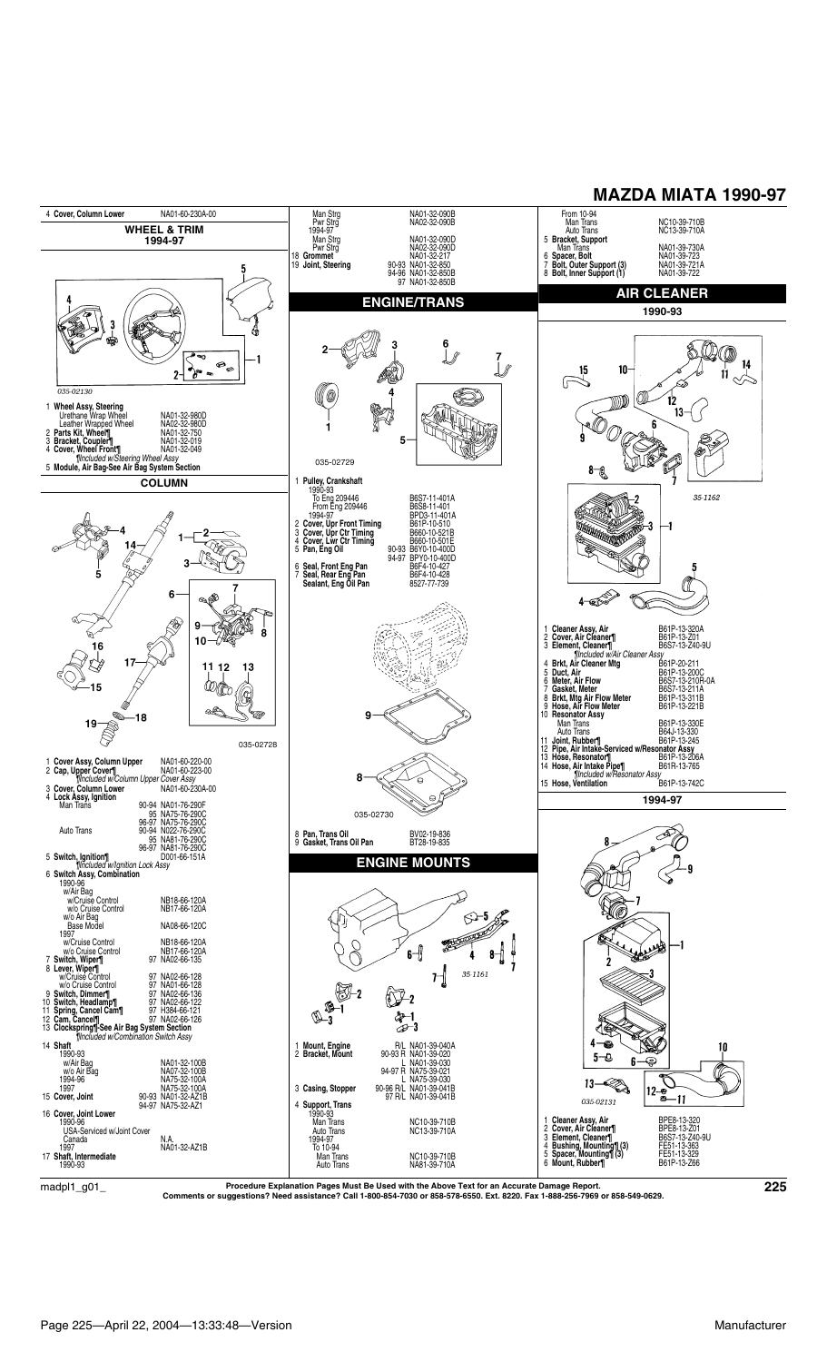# MAZDA MIATA 1990-97

4 **Cover, Column Lower** NA01-60-230A-00

## WHEEL & TRIM

### 1994-97

035-02130

1 **Wheel Assy, Steering**
- Urethane Wrap Wheel NA01-32-980D
- Leather Wrapped Wheel NA02-32-980D

2 **Parts Kit, Wheel¶** NA01-32-750
3 **Bracket, Coupler¶** NA01-32-019
4 **Cover, Wheel Front¶** NA01-32-049
*¶Included w/Steering Wheel Assy*
5 **Module, Air Bag-See Air Bag System Section**

## COLUMN

035-02728

1 **Cover Assy, Column Upper** NA01-60-220-00
2 **Cap, Upper Cover¶** NA01-60-223-00
*¶Included w/Column Upper Cover Assy*
3 **Cover, Column Lower** NA01-60-230A-00
4 **Lock Assy, Ignition**
- Man Trans
  - 90-94 NA01-76-290F
  - 95 NA75-76-290C
  - 96-97 NA75-76-290C
- Auto Trans
  - 90-94 N022-76-290C
  - 95 NA81-76-290C
  - 96-97 NA81-76-290C

5 **Switch, Ignition¶** D001-66-151A
*¶Included w/Ignition Lock Assy*
6 **Switch Assy, Combination**
- 1990-96
  - w/Air Bag
    - w/Cruise Control NB18-66-120A
    - w/o Cruise Control NB17-66-120A
  - w/o Air Bag
    - Base Model NA08-66-120C
- 1997
  - w/Cruise Control NB18-66-120A
  - w/o Cruise Control NB17-66-120A

7 **Switch, Wiper¶** 97 NA02-66-135
8 **Lever, Wiper¶**
- w/Cruise Control 97 NA02-66-128
- w/o Cruise Control 97 NA01-66-128

9 **Switch, Dimmer¶** 97 NA02-66-136
10 **Switch, Headlamp¶** 97 NA02-66-122
11 **Spring, Cancel Cam¶** 97 H384-66-121
12 **Cam, Cancel¶** 97 NA02-66-126
13 **Clockspring¶-See Air Bag System Section**
*¶Included w/Combination Switch Assy*
14 **Shaft**
- 1990-93
  - w/Air Bag NA01-32-100B
  - w/o Air Bag NA07-32-100B
- 1994-96 NA75-32-100A
- 1997 NA75-32-100A

15 **Cover, Joint**
- 90-93 NA01-32-AZ1B
- 94-97 NA75-32-AZ1

16 **Cover, Joint Lower**
- 1990-96
  - USA-Serviced w/Joint Cover
  - Canada N.A.
- 1997 NA01-32-AZ1B

17 **Shaft, Intermediate**
- 1990-93
  - Man Strg NA01-32-090B
  - Pwr Strg NA02-32-090B
- 1994-97
  - Man Strg NA01-32-090D
  - Pwr Strg NA02-32-090D

18 **Grommet** NA01-32-217
19 **Joint, Steering**
- 90-93 NA01-32-850
- 94-96 NA01-32-850B
- 97 NA01-32-850B

## ENGINE/TRANS

035-02729

1 **Pulley, Crankshaft**
- 1990-93
  - To Eng 209446 B6S7-11-401A
  - From Eng 209446 B6S8-11-401
- 1994-97 BPD3-11-401A

2 **Cover, Upr Front Timing** B61P-10-510
3 **Cover, Upr Ctr Timing** B660-10-521B
4 **Cover, Lwr Ctr Timing** B660-10-501E
5 **Pan, Eng Oil**
- 90-93 B6Y0-10-400D
- 94-97 BPY0-10-400D

6 **Seal, Front Eng Pan** B6F4-10-427
7 **Seal, Rear Eng Pan** B6F4-10-428
**Sealant, Eng Oil Pan** 8527-77-739

035-02730

8 **Pan, Trans Oil** BV02-19-836
9 **Gasket, Trans Oil Pan** BT28-19-835

## ENGINE MOUNTS

35 1161

1 **Mount, Engine** R/L NA01-39-040A
2 **Bracket, Mount**
- 90-93 R NA01-39-020
- L NA01-39-030
- 94-97 R NA75-39-021
- L NA75-39-030

3 **Casing, Stopper**
- 90-96 R/L NA01-39-041B
- 97 R/L NA01-39-041B

4 **Support, Trans**
- 1990-93
  - Man Trans NC10-39-710B
  - Auto Trans NC13-39-710A
- 1994-97
  - To 10-94
    - Man Trans NC10-39-710B
    - Auto Trans NA81-39-710A
  - From 10-94
    - Man Trans NC10-39-710B
    - Auto Trans NC13-39-710A

5 **Bracket, Support**
- Man Trans NA01-39-730A

6 **Spacer, Bolt** NA01-39-723
7 **Bolt, Outer Support (3)** NA01-39-721A
8 **Bolt, Inner Support (1)** NA01-39-722

## AIR CLEANER

### 1990-93

35 1162

1 **Cleaner Assy, Air** B61P-13-320A
2 **Cover, Air Cleaner¶** B61P-13-Z01
3 **Element, Cleaner¶** B6S7-13-Z40-9U
*¶Included w/Air Cleaner Assy*
4 **Brkt, Air Cleaner Mtg** B61P-20-211
5 **Duct, Air** B61P-13-200C
6 **Meter, Air Flow** B6S7-13-210R-0A
7 **Gasket, Meter** B6S7-13-211A
8 **Brkt, Mtg Air Flow Meter** B61P-13-311B
9 **Hose, Air Flow Meter** B61P-13-221B
10 **Resonator Assy**
- Man Trans B61P-13-330E
- Auto Trans B64J-13-330

11 **Joint, Rubber¶** B61P-13-245
12 **Pipe, Air Intake-Serviced w/Resonator Assy**
13 **Hose, Resonator¶** B61P-13-206A
14 **Hose, Air Intake Pipe¶** B61R-13-765
*¶Included w/Resonator Assy*
15 **Hose, Ventilation** B61P-13-742C

### 1994-97

035-02131

1 **Cleaner Assy, Air** BPE8-13-320
2 **Cover, Air Cleaner¶** BPE8-13-Z01
3 **Element, Cleaner¶** B6S7-13-Z40-9U
4 **Bushing, Mounting¶ (3)** FE51-13-363
5 **Spacer, Mounting¶ (3)** FE51-13-329
6 **Mount, Rubber¶** B61P-13-Z66

**Procedure Explanation Pages Must Be Used with the Above Text for an Accurate Damage Report.**
**Comments or suggestions? Need assistance? Call 1-800-854-7030 or 858-578-6550. Ext. 8220. Fax 1-888-256-7969 or 858-549-0629.**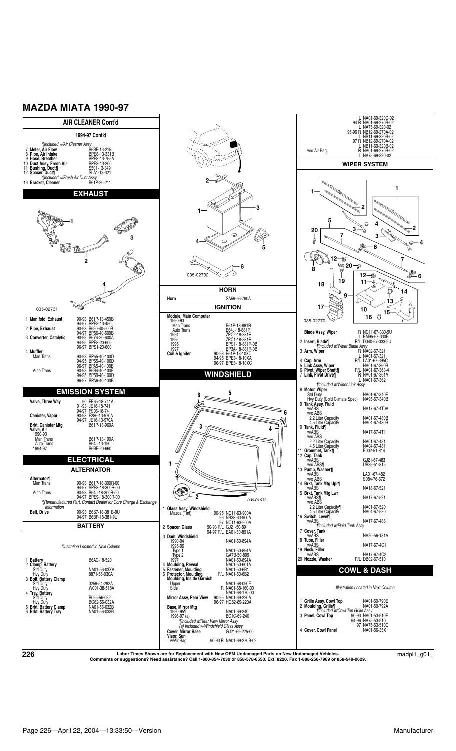# MAZDA MIATA 1990-97

## AIR CLEANER Cont'd

### 1994-97 Cont'd

¶Included w/Air Cleaner Assy

| | Part | Number |
|---|---|---|
| 7 | **Meter, Air Flow** | B6BF-13-215 |
| 8 | **Pipe, Air Intake** | BPE8-13-331B |
| 9 | **Hose, Breather** | BPE8-13-765A |
| 10 | **Duct Assy, Fresh Air** | BPE8-13-200 |
| 11 | **Bushing, Duct¶** | S501-13-349 |
| 12 | **Spacer, Duct¶** | SLA1-13-321 |
| | ¶Included w/Fresh Air Duct Assy | |
| 13 | **Bracket, Cleaner** | B61P-20-211 |

## EXHAUST

035-02731

| | Part | Years | Number |
|---|---|---|---|
| 1 | **Manifold, Exhaust** | 90-93 | B61P-13-450B |
| | | 94-97 | BPE8-13-450 |
| 2 | **Pipe, Exhaust** | 90-93 | B690-40-500B |
| | | 94-97 | BP56-40-500B |
| 3 | **Converter, Catalytic** | 90-93 | B6Y4-20-600A |
| | | 94-95 | BPE8-20-600 |
| | | 96-97 | BPS1-20-600 |
| 4 | **Muffler** | | |
| | Man Trans | 90-93 | BP55-40-100D |
| | | 94-95 | BP55-40-100D |
| | | 96-97 | BPA5-40-100B |
| | Auto Trans | 90-93 | B6B4-40-100F |
| | | 94-95 | BP59-40-100D |
| | | 96-97 | BPA6-40-100B |

## EMISSION SYSTEM

| Part | Years | Number |
|---|---|---|
| **Valve, Three Way** | 90 | FE65-18-741A |
| | 91-93 | JE16-18-741 |
| | 94-97 | FS05-18-741 |
| **Canister, Vapor** | 90-93 | F286-13-970A |
| | 94-97 | JE16-13-970A |
| **Brkt, Canister Mtg** | | B61P-13-960A |
| **Valve, Air** | | |
| 1990-93 | | |
| Man Trans | | B61P-13-190A |
| Auto Trans | | B64J-13-190 |
| 1994-97 | | B6BF-20-660 |

## ELECTRICAL

### ALTERNATOR

| Part | Years | Number |
|---|---|---|
| **Alternator¶** | | |
| Man Trans | 90-93 | B61P-18-300R-00 |
| | 94-97 | BPE8-18-300R-00 |
| Auto Trans | 90-93 | B64J-18-300R-00 |
| | 94-97 | BPE9-18-300R-00 |
| ¶Remanufactured Part. Contact Dealer for Core Charge & Exchange Information | | |
| **Belt, Drive** | 90-93 | B6S7-18-381B-9U |
| | 94-97 | B6BF-18-381-9U |

### BATTERY

*Illustration Located in Next Column*

| | Part | Number |
|---|---|---|
| 1 | **Battery** | B6AC-18-520 |
| 2 | **Clamp, Battery** | |
| | Std Duty | NA01-56-03XA |
| | Hvy Duty | 8871-56-030A |
| 3 | **Bolt, Battery Clamp** | |
| | Std Duty | 0259-54-292A |
| | Hvy Duty | W001-38-518A |
| 4 | **Tray, Battery** | |
| | Std Duty | B095-56-032 |
| | Hvy Duty | BG62-56-032A |
| 5 | **Brkt, Battery Clamp** | NA01-56-032B |
| 6 | **Brkt, Battery Tray** | NA01-56-033B |

035-02732

### HORN

| Part | Number |
|---|---|
| Horn | SA59-66-790A |

### IGNITION

| Part | Years | Number |
|---|---|---|
| **Module, Main Computer** | | |
| 1990-93 | | |
| Man Trans | | B61P-18-881R |
| Auto Trans | | B64J-18-881R |
| 1994 | | ZPC2-18-881R |
| 1995 | | ZPC1-18-881R |
| 1996 | | BPS1-18-881R-0B |
| 1997 | | BP3A-18-881R-0B |
| **Coil & Igniter** | 90-93 | B61P-18-10XC |
| | 94-95 | BPE8-18-10XA |
| | 96-97 | BPE8-18-10XC |

## WINDSHIELD

035-01632

| | Part | Years | Number |
|---|---|---|---|
| 1 | **Glass Assy, Windshield** | | |
| | Mazda (Tint) | 90-95 | NC11-63-900A |
| | | 96 | NB38-63-900A |
| | | 97 | NC11-63-900A |
| 2 | **Spacer, Glass** | 90-93 R/L | GJ21-60-891 |
| | | 94-97 R/L | EA01-60-891A |
| 3 | **Dam, Windshield** | | |
| | 1990-94 | | NA01-50-894A |
| | 1995-96 | | |
| | Type 1 | | NA01-50-894A |
| | Type 2 | | GA7B-50-899 |
| | 1997 | | NA01-50-894A |
| 4 | **Moulding, Reveal** | | NA01-50-601A |
| 5 | **Fastener, Moulding** | | NA01-50-6B1 |
| 6 | **Protector, Moulding** | R/L | NA01-50-6B2 |
| | **Moulding, Inside Garnish** | | |
| | Upper | | NA01-68-090E |
| | Side | R | NA01-68-160-00 |
| | | L | NA01-68-170-00 |
| | **Mirror Assy, Rear View** | 90-95 | NA01-69-220A |
| | | 96-97 | HG82-69-220A |
| | **Base, Mirror Mtg** | | |
| | 1990-95¶ | | NA01-69-240 |
| | 1996-97 (a) | | BC1C-69-240 |
| | ¶Included w/Rear View Mirror Assy | | |
| | (a) Included w/Windshield Glass Assy | | |
| | **Cover, Mirror Base** | | GJ21-69-225-00 |
| | **Visor, Sun** | | |
| | w/Air Bag | 90-93 R | NA01-69-270B-02 |
| | | L | NA01-69-320D-02 |
| | | 94 R | NA01-69-270B-02 |
| | | L | NA75-69-320-02 |
| | | 95-96 R | NB12-69-270A-02 |
| | | L | NB11-69-320B-02 |
| | | 97 R | NB12-69-270A-02 |
| | | L | NB11-69-320B-02 |
| | w/o Air Bag | R | NA01-69-270B-02 |
| | | L | NA75-69-320-02 |

## WIPER SYSTEM

035-02770

| | Part | | Number |
|---|---|---|---|
| 1 | **Blade Assy, Wiper** | R | NC11-67-330-9U |
| | | L | BM95-67-330B |
| 2 | **Insert, Blade¶** | R/L | D040-67-333-9U |
| | ¶Included w/Wiper Blade Assy | | |
| 3 | **Arm, Wiper** | R | NA02-67-321 |
| | | L | NA01-67-321 |
| 4 | **Cap, Arm** | R/L | LA01-67-395C |
| 5 | **Link Assy, Wiper** | | NA01-67-360B |
| 6 | **Pivot, Wiper Shaft¶** | R/L | NA01-67-363-4 |
| 7 | **Link, Pivot Drive¶** | R | NA01-67-361A |
| | | L | NA01-67-362 |
| | ¶Included w/Wiper Link Assy | | |
| 8 | **Motor, Wiper** | | |
| | Std Duty | | NA01-67-340E |
| | Hvy Duty (Cold Climate Spec) | | NA95-67-340B |
| 9 | **Tank Assy, Fluid** | | |
| | w/ABS | | NA17-67-4T0A |
| | w/o ABS | | |
| | 2.2 Liter Capacity | | NA01-67-480B |
| | 4.5 Liter Capacity | | NA04-67-480B |
| 10 | **Tank, Fluid¶** | | |
| | w/ABS | | NA17-67-4T1 |
| | w/o ABS | | |
| | 2.2 Liter Capacity | | NA01-67-481 |
| | 4.5 Liter Capacity | | NA04-67-481 |
| 11 | **Grommet, Tank¶** | | B002-51-814 |
| 12 | **Cap, Tank** | | |
| | w/ABS | | GJ21-67-483 |
| | w/o ABS¶ | | UB39-51-815 |
| 13 | **Pump, Washer¶** | | |
| | w/ABS | | LA01-67-482 |
| | w/o ABS | | S084-76-672 |
| 14 | **Brkt, Tank Mtg Upr¶** | | |
| | w/ABS | | NA18-67-521 |
| 15 | **Brkt, Tank Mtg Lwr** | | |
| | w/ABS¶ | | NA17-67-521 |
| | w/o ABS | | |
| | 2.2 Liter Capacity¶ | | NA01-67-520 |
| | 4.5 Liter Capacity | | NA04-67-520 |
| 16 | **Switch, Level¶** | | |
| | w/ABS | | NA17-67-488 |
| | ¶Included w/Fluid Tank Assy | | |
| 17 | **Cover, Tank** | | |
| | w/ABS | | NA20-56-181A |
| 18 | **Tube, Filler** | | |
| | w/ABS | | NA17-67-4C1 |
| 19 | **Neck, Filler** | | |
| | w/ABS | | NA17-67-4C2 |
| 20 | **Nozzle, Washer** | R/L | DB02-67-510 |

## COWL & DASH

*Illustration Located in Next Column*

| | Part | Years | Number |
|---|---|---|---|
| 1 | **Grille Assy, Cowl Top** | | NA01-50-790E |
| 2 | **Moulding, Grille¶** | | NA01-50-792A |
| | ¶Included w/Cowl Top Grille Assy | | |
| 3 | **Panel, Cowl Top** | 90-93 | NA01-53-510E |
| | | 94-96 | NA75-53-510 |
| | | 97 | NA75-53-510C |
| 4 | **Cover, Cowl Panel** | | NA01-56-35X |

Labor Times Shown are for Replacement with New OEM Undamaged Parts on New Undamaged Vehicles.
Comments or suggestions? Need assistance? Call 1-800-854-7030 or 858-578-6550. Ext. 8220. Fax 1-888-256-7969 or 858-549-0629.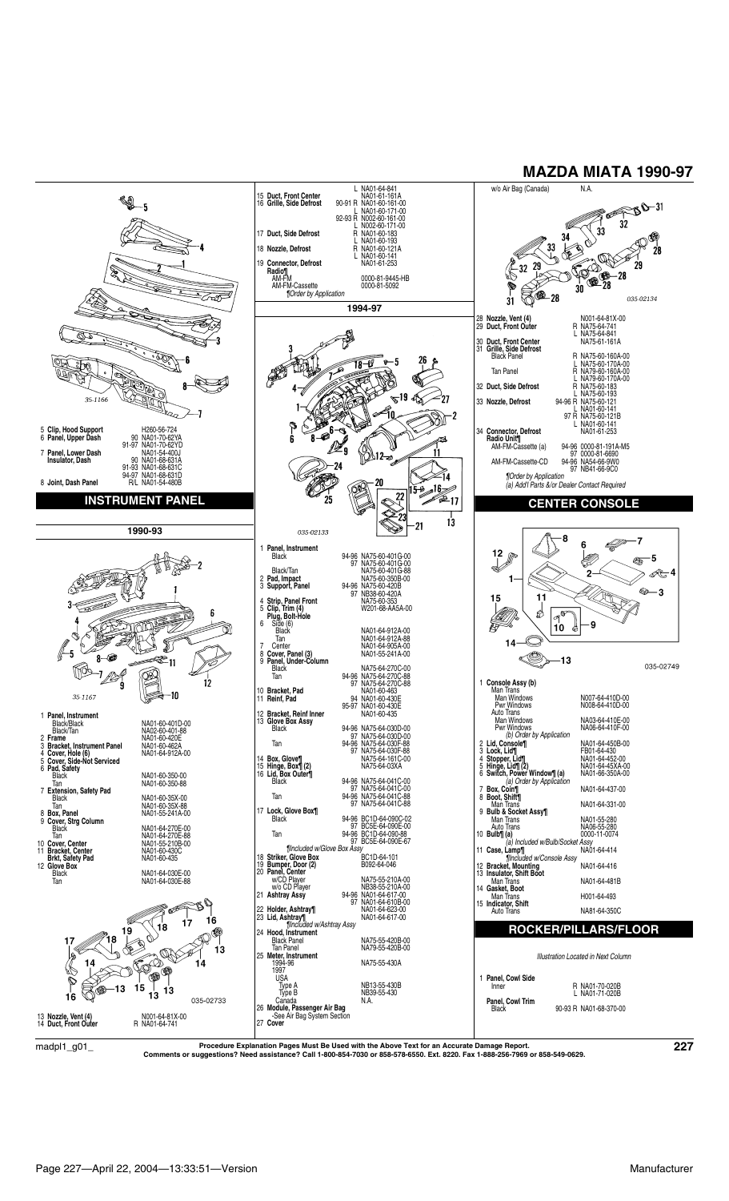# MAZDA MIATA 1990-97

| | | |
|---|---|---|
| 5 **Clip, Hood Support** | | H260-56-724 |
| 6 **Panel, Upper Dash** | 90 | NA01-70-62YA |
| | 91-97 | NA01-70-62YD |
| 7 **Panel, Lower Dash** | | NA01-54-400J |
| **Insulator, Dash** | 90 | NA01-68-631A |
| | 91-93 | NA01-68-631C |
| | 94-97 | NA01-68-631D |
| 8 **Joint, Dash Panel** | R/L | NA01-54-480B |

## INSTRUMENT PANEL

### 1990-93

| | | |
|---|---|---|
| 1 **Panel, Instrument** | | |
| Black/Black | | NA01-60-401D-00 |
| Black/Tan | | NA02-60-401-88 |
| 2 **Frame** | | NA01-60-420E |
| 3 **Bracket, Instrument Panel** | | NA01-60-462A |
| 4 **Cover, Hole (6)** | | NA01-64-912A-00 |
| 5 **Cover, Side-Not Serviced** | | |
| 6 **Pad, Safety** | | |
| Black | | NA01-60-350-00 |
| Tan | | NA01-60-350-88 |
| 7 **Extension, Safety Pad** | | |
| Black | | NA01-60-35X-00 |
| Tan | | NA01-60-35X-88 |
| 8 **Box, Panel** | | NA01-55-241A-00 |
| 9 **Cover, Strg Column** | | |
| Black | | NA01-64-270E-00 |
| Tan | | NA01-64-270E-88 |
| 10 **Cover, Center** | | NA01-55-210B-00 |
| 11 **Bracket, Center** | | NA01-60-430C |
| **Brkt, Safety Pad** | | NA01-60-435 |
| 12 **Glove Box** | | |
| Black | | NA01-64-030E-00 |
| Tan | | NA01-64-030E-88 |
| 13 **Nozzle, Vent (4)** | | N001-64-81X-00 |
| 14 **Duct, Front Outer** | R | NA01-64-741 |
| | L | NA01-64-841 |
| 15 **Duct, Front Center** | | NA01-61-161A |
| 16 **Grille, Side Defrost** | 90-91 R | NA01-60-161-00 |
| | L | NA01-60-171-00 |
| | 92-93 R | N002-60-161-00 |
| | L | N002-60-171-00 |
| 17 **Duct, Side Defrost** | R | NA01-60-183 |
| | L | NA01-60-193 |
| 18 **Nozzle, Defrost** | R | NA01-60-121A |
| | L | NA01-60-141 |
| 19 **Connector, Defrost** | | NA01-61-253 |
| **Radio¶** | | |
| AM-FM | | 0000-81-9445-HB |
| AM-FM-Cassette | | 0000-81-5092 |

*¶Order by Application*

### 1994-97

| | | |
|---|---|---|
| 1 **Panel, Instrument** | | |
| Black | 94-96 | NA75-60-401G-00 |
| | 97 | NA75-60-401G-00 |
| Black/Tan | | NA75-60-401G-88 |
| 2 **Pad, Impact** | | NA75-60-350B-00 |
| 3 **Support, Panel** | 94-96 | NA75-60-420B |
| | 97 | NB38-60-420A |
| 4 **Strip, Panel Front** | | NA75-60-353 |
| 5 **Clip, Trim (4)** | | W201-68-AA5A-00 |
| **Plug, Bolt-Hole** | | |
| 6 Side (6) | | |
| Black | | NA01-64-912A-00 |
| Tan | | NA01-64-912A-88 |
| 7 Center | | NA01-64-905A-00 |
| 8 **Cover, Panel (3)** | | NA01-55-241A-00 |
| 9 **Panel, Under-Column** | | |
| Black | | NA75-64-270C-00 |
| Tan | 94-96 | NA75-64-270C-88 |
| | 97 | NA75-64-270C-88 |
| 10 **Bracket, Pad** | | NA01-60-463 |
| 11 **Reinf, Pad** | 94 | NA01-60-430E |
| | 95-97 | NA01-60-430E |
| 12 **Bracket, Reinf Inner** | | NA01-60-435 |
| 13 **Glove Box Assy** | | |
| Black | 94-96 | NA75-64-030D-00 |
| | 97 | NA75-64-030D-00 |
| Tan | 94-96 | NA75-64-030F-88 |
| | 97 | NA75-64-030F-88 |
| 14 **Box, Glove¶** | | NA75-64-161C-00 |
| 15 **Hinge, Box¶ (2)** | | NA75-64-03XA |
| 16 **Lid, Box Outer¶** | | |
| Black | 94-96 | NA75-64-041C-00 |
| | 97 | NA75-64-041C-00 |
| Tan | 94-96 | NA75-64-041C-88 |
| | 97 | NA75-64-041C-88 |
| 17 **Lock, Glove Box¶** | | |
| Black | 94-96 | BC1D-64-090C-02 |
| | 97 | BC5E-64-090E-00 |
| Tan | 94-96 | BC1D-64-090-88 |
| | 97 | BC5E-64-090E-67 |

*¶Included w/Glove Box Assy*

| | | |
|---|---|---|
| 18 **Striker, Glove Box** | | BC1D-64-101 |
| 19 **Bumper, Door (2)** | | B092-64-046 |
| 20 **Panel, Center** | | |
| w/CD Player | | NA75-55-210A-00 |
| w/o CD Player | | NB38-55-210A-00 |
| 21 **Ashtray Assy** | 94-96 | NA01-64-617-00 |
| | 97 | NA01-64-610B-00 |
| 22 **Holder, Ashtray¶** | | NA01-64-623-00 |
| 23 **Lid, Ashtray¶** | | NA01-64-617-00 |

*¶Included w/Ashtray Assy*

| | | |
|---|---|---|
| 24 **Hood, Instrument** | | |
| Black Panel | | NA75-55-420B-00 |
| Tan Panel | | NA79-55-420B-00 |
| 25 **Meter, Instrument** | | |
| 1994-96 | | NA75-55-430A |
| 1997 | | |
| USA | | |
| Type A | | NB13-55-430B |
| Type B | | NB39-55-430 |
| Canada | | N.A. |
| 26 **Module, Passenger Air Bag** | | |
| -See Air Bag System Section | | |
| 27 **Cover** | | |
| w/o Air Bag (Canada) | | N.A. |
| 28 **Nozzle, Vent (4)** | | N001-64-81X-00 |
| 29 **Duct, Front Outer** | R | NA75-64-741 |
| | L | NA75-64-841 |
| 30 **Duct, Front Center** | | NA75-61-161A |
| 31 **Grille, Side Defrost** | | |
| Black Panel | R | NA75-60-160A-00 |
| | L | NA75-60-170A-00 |
| Tan Panel | R | NA79-60-160A-00 |
| | L | NA79-60-170A-00 |
| 32 **Duct, Side Defrost** | R | NA75-60-183 |
| | L | NA75-60-193 |
| 33 **Nozzle, Defrost** | 94-96 R | NA75-60-121 |
| | L | NA01-60-141 |
| | 97 R | NA75-60-121B |
| | L | NA01-60-141 |
| 34 **Connector, Defrost** | | NA01-61-253 |
| **Radio Unit¶** | | |
| AM-FM-Cassette (a) | 94-96 | 0000-81-191A-M5 |
| | 97 | 0000-81-6690 |
| AM-FM-Cassette-CD | 94-96 | NA54-66-9W0 |
| | 97 | NB41-66-9C0 |

*¶Order by Application*
*(a) Add'l Parts &/or Dealer Contact Required*

## CENTER CONSOLE

| | | |
|---|---|---|
| 1 **Console Assy (b)** | | |
| Man Trans | | |
| Man Windows | | N007-64-410D-00 |
| Pwr Windows | | N008-64-410D-00 |
| Auto Trans | | |
| Man Windows | | NA03-64-410E-00 |
| Pwr Windows | | NA06-64-410F-00 |

*(b) Order by Application*

| | | |
|---|---|---|
| 2 **Lid, Console¶** | | NA01-64-450B-00 |
| 3 **Lock, Lid¶** | | FB01-64-430 |
| 4 **Stopper, Lid¶** | | NA01-64-452-00 |
| 5 **Hinge, Lid¶ (2)** | | NA01-64-45XA-00 |
| 6 **Switch, Power Window¶ (a)** | | NA01-66-350A-00 |

*(a) Order by Application*

| | | |
|---|---|---|
| 7 **Box, Coin¶** | | NA01-64-437-00 |
| 8 **Boot, Shift¶** | | |
| Man Trans | | NA01-64-331-00 |
| 9 **Bulb & Socket Assy¶** | | |
| Man Trans | | NA01-55-280 |
| Auto Trans | | NA06-55-280 |
| 10 **Bulb¶ (a)** | | 0000-11-0074 |

*(a) Included w/Bulb/Socket Assy*

| | | |
|---|---|---|
| 11 **Case, Lamp¶** | | NA01-64-414 |

*¶Included w/Console Assy*

| | | |
|---|---|---|
| 12 **Bracket, Mounting** | | NA01-64-416 |
| 13 **Insulator, Shift Boot** | | |
| Man Trans | | NA01-64-481B |
| 14 **Gasket, Boot** | | |
| Man Trans | | H001-64-493 |
| 15 **Indicator, Shift** | | |
| Auto Trans | | NA81-64-350C |

## ROCKER/PILLARS/FLOOR

*Illustration Located in Next Column*

| | | |
|---|---|---|
| 1 **Panel, Cowl Side** | | |
| Inner | R | NA01-70-020B |
| | L | NA01-71-020B |
| **Panel, Cowl Trim** | | |
| Black | 90-93 R | NA01-68-370-00 |

**Procedure Explanation Pages Must Be Used with the Above Text for an Accurate Damage Report.**
**Comments or suggestions? Need assistance? Call 1-800-854-7030 or 858-578-6550. Ext. 8220. Fax 1-888-256-7969 or 858-549-0629.**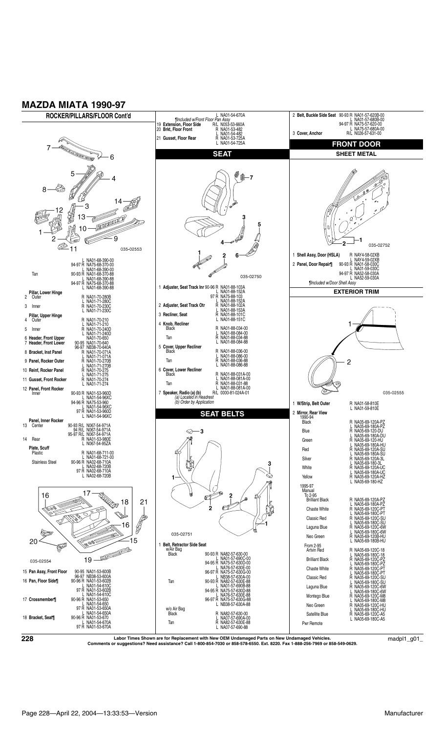# MAZDA MIATA 1990-97

## ROCKER/PILLARS/FLOOR Cont'd

035-02553

| | | |
|---|---|---|
| | | L NA01-68-390-00 |
| | 94-97 R | NA75-68-370-00 |
| | | L NA01-68-390-00 |
| Tan | 90-93 R | NA01-68-370-88 |
| | | L NA01-68-390-88 |
| | 94-97 R | NA75-68-370-88 |
| | | L NA01-68-390-88 |
| **Pillar, Lower Hinge** | | |
| 2 Outer | | R NA01-70-280B |
| | | L NA01-71-280C |
| 3 Inner | | R NA01-70-230C |
| | | L NA01-71-230C |
| **Pillar, Upper Hinge** | | |
| 4 Outer | | R NA01-70-210 |
| | | L NA01-71-210 |
| 5 Inner | | R NA01-70-240D |
| | | L NA01-71-240D |
| 6 **Header, Front Upper** | | NA01-70-650 |
| 7 **Header, Front Lower** | 90-95 | NA01-70-640 |
| | 96-97 | NB38-70-640A |
| 8 **Bracket, Inst Panel** | | R NA01-70-071A |
| | | L NA01-71-071A |
| 9 **Panel, Rocker Outer** | | R NA01-70-270B |
| | | L NA01-71-270B |
| 10 **Reinf, Rocker Panel** | | R NA01-70-275 |
| | | L NA01-71-275 |
| 11 **Gusset, Front Rocker** | | R NA01-70-274 |
| | | L NA01-71-274 |
| 12 **Panel, Front Rocker** | | |
| Inner | 90-93 R | NA01-53-960D |
| | | L NA01-54-96XC |
| | 94-96 R | NA75-53-960 |
| | | L NA01-54-96XC |
| | 97 R | NA01-53-960D |
| | | L NA01-54-96XC |
| **Panel, Inner Rocker** | | |
| 13 Center | 90-93 R/L | N067-54-971A |
| | 94 R/L | N067-54-971A |
| | 95-97 R/L | N067-54-971A |
| 14 Rear | | R NA01-53-980E |
| | | L N067-54-95ZA |
| **Plate, Scuff** | | |
| Plastic | | R NA01-68-711-00 |
| | | L NA01-68-721-00 |
| Stainless Steel | 90-96 R | NA02-68-710A |
| | | L NA02-68-720B |
| | 97 R | NA02-68-710A |
| | | L NA02-68-720B |

035-02554

| | | |
|---|---|---|
| 15 **Pan Assy, Front Floor** | 90-95 | NA01-53-600B |
| | 96-97 | NB38-53-600A |
| 16 **Pan, Floor Side¶** | 90-96 R | NA01-53-602B |
| | | L NA01-54-610C |
| | 97 R | NA01-53-602B |
| | | L NA01-54-610C |
| 17 **Crossmember¶** | 90-96 R | NA01-53-650 |
| | | L NA01-54-650 |
| | 97 R | NA01-53-650A |
| | | L NA01-54-650A |
| 18 **Bracket, Seat¶** | 90-96 R | NA01-53-670 |
| | | L NA01-54-670A |
| | 97 R | NA01-53-670A |
| | | L NA01-54-670A |

¶Included w/Front Floor Pan Assy

| | | |
|---|---|---|
| 19 **Extension, Floor Side** | R/L | N053-53-660A |
| 20 **Brkt, Floor Front** | | R NA01-53-482 |
| | | L NA01-54-482 |
| 21 **Gusset, Floor Rear** | | R NA01-53-725A |
| | | L NA01-54-725A |

## SEAT

035-02750

| | | |
|---|---|---|
| 1 **Adjuster, Seat Track Inr** | 90-96 R | NA01-88-103A |
| | | L NA01-88-152A |
| | 97 R | NA75-88-103 |
| | | L NA01-88-152A |
| 2 **Adjuster, Seat Track Otr** | | R NA01-88-102A |
| | | L NA01-88-153A |
| 3 **Recliner, Seat** | | R NA01-88-101C |
| | | L NA01-88-151C |
| 4 **Knob, Recliner** | | |
| Black | | R NA01-88-034-00 |
| | | L NA01-88-084-00 |
| Tan | | R NA01-88-034-88 |
| | | L NA01-88-084-88 |
| 5 **Cover, Upper Recliner** | | |
| Black | | R NA01-88-036-00 |
| | | L NA01-88-086-00 |
| Tan | | R NA01-88-036-88 |
| | | L NA01-88-086-88 |
| 6 **Cover, Lower Recliner** | | |
| Black | | R NA01-88-031A-00 |
| | | L NA01-88-081A-00 |
| Tan | | R NA01-88-031-88 |
| | | L NA01-88-081A-00 |
| 7 **Speaker, Radio (a) (b)** | R/L | 0000-81-024A-01 |

(a) Located in Headrest
(b) Order by Application

## SEAT BELTS

035-02751

| | | |
|---|---|---|
| 1 **Belt, Retractor Side Seat** | | |
| w/Air Bag | | |
| Black | 90-93 R | NA82-57-630-00 |
| | | L NA01-57-690C-00 |
| | 94-95 R | NA75-57-630D-00 |
| | | L NA76-57-630E-00 |
| | 96-97 R | NA75-57-630G-00 |
| | | L NB38-57-630A-00 |
| Tan | 90-93 R | NA82-57-630E-88 |
| | | L NA01-57-690B-88 |
| | 94-95 R | NA75-57-630D-88 |
| | | L NA76-57-630E-88 |
| | 96-97 R | NA75-57-630G-88 |
| | | L NB38-57-630A-88 |
| w/o Air Bag | | |
| Black | | R NA82-57-630-00 |
| | | L NA07-57-690A-00 |
| Tan | | R NA82-57-630E-88 |
| | | L NA07-57-690-88 |
| 2 **Belt, Buckle Side Seat** | 90-93 R | NA01-57-620B-00 |
| | | L NA01-57-680B-00 |
| | 94-97 R | NA75-57-620-00 |
| | | L NA75-57-680A-00 |
| 3 **Cover, Anchor** | R/L | N026-57-631-00 |

## FRONT DOOR

### SHEET METAL

035-02752

| | | |
|---|---|---|
| 1 **Shell Assy, Door (HSLA)** | | R NAY4-58-02XB |
| | | L NAY4-59-02XB |
| 2 **Panel, Door Repair¶** | 90-93 R | NA01-58-030C |
| | | L NA01-59-030C |
| | 94-97 R | NA52-58-030A |
| | | L NA52-59-030A |

¶Included w/Door Shell Assy

### EXTERIOR TRIM

035-02555

| | | |
|---|---|---|
| 1 **W/Strip, Belt Outer** | | R NA01-58-810E |
| | | L NA01-59-810E |
| 2 **Mirror, Rear View** | | |
| 1990-94 | | |
| Black | | R NA05-69-120A-PZ |
| | | L NA05-69-180A-PZ |
| Blue | | R NA05-69-120-DU |
| | | L NA05-69-180A-DU |
| Green | | R NA05-69-120-HU |
| | | L NA05-69-180A-HU |
| Red | | R NA05-69-120A-SU |
| | | L NA05-69-180A-SU |
| Silver | | R NA05-69-120A-3L |
| | | L NA05-69-180-3L |
| White | | R NA05-69-120A-UC |
| | | L NA05-69-180A-UC |
| Yellow | | R NA05-69-120A-HZ |
| | | L NA05-69-180-HZ |
| 1995-97 | | |
| Manual | | |
| To 2-95 | | |
| Brilliant Black | | R NA05-69-120A-PZ |
| | | L NA05-69-180A-PZ |
| Chaste White | | R NA05-69-120C-PT |
| | | L NA05-69-180C-PT |
| Classic Red | | R NA05-69-120C-SU |
| | | L NA05-69-180C-SU |
| Laguna Blue | | R NA05-69-120C-6W |
| | | L NA05-69-180C-6W |
| Neo Green | | R NA05-69-120B-HU |
| | | L NA05-69-180B-HU |
| From 2-95 | | |
| Artvin Red | | R NA05-69-120C-18 |
| | | L NA05-69-180C-18 |
| Brilliant Black | | R NA05-69-120C-PZ |
| | | L NA05-69-180C-PZ |
| Chaste White | | R NA05-69-120C-PT |
| | | L NA05-69-180C-PT |
| Classic Red | | R NA05-69-120C-SU |
| | | L NA05-69-180C-SU |
| Laguna Blue | | R NA05-69-120C-6W |
| | | L NA05-69-180C-6W |
| Montego Blue | | R NA05-69-120C-M8 |
| | | L NA05-69-180C-M8 |
| Neo Green | | R NA05-69-120C-HU |
| | | L NA05-69-180C-HU |
| Satellite Blue | | R NA05-69-120C-A5 |
| | | L NA05-69-180C-A5 |
| Pwr Remote | | |

Labor Times Shown are for Replacement with New OEM Undamaged Parts on New Undamaged Vehicles.
Comments or suggestions? Need assistance? Call 1-800-854-7030 or 858-578-6550. Ext. 8220. Fax 1-888-256-7969 or 858-549-0629.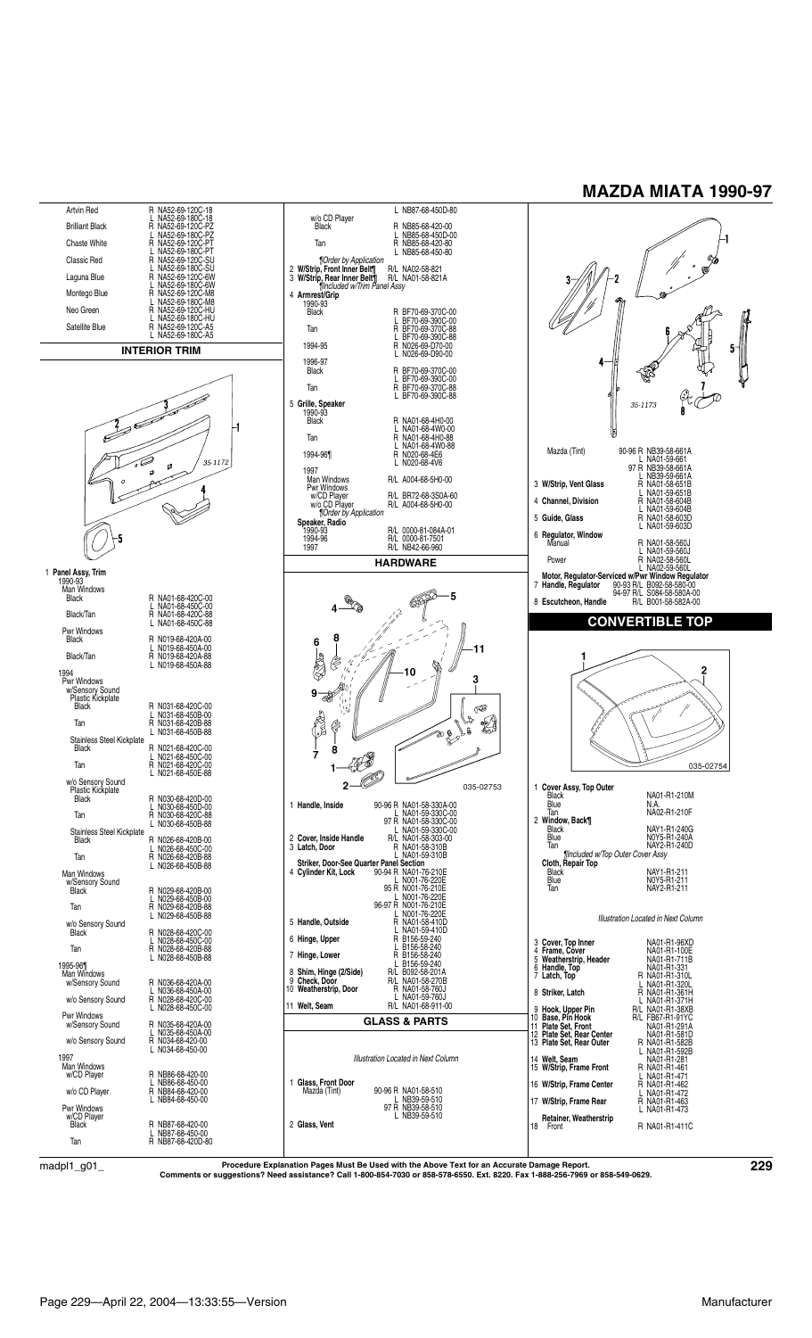# MAZDA MIATA 1990-97

| | | |
|---|---|---|
| Artvin Red | R | NA52-69-120C-18 |
| | L | NA52-69-180C-18 |
| Brilliant Black | R | NA52-69-120C-PZ |
| | L | NA52-69-180C-PZ |
| Chaste White | R | NA52-69-120C-PT |
| | L | NA52-69-180C-PT |
| Classic Red | R | NA52-69-120C-SU |
| | L | NA52-69-180C-SU |
| Laguna Blue | R | NA52-69-120C-6W |
| | L | NA52-69-180C-6W |
| Montego Blue | R | NA52-69-120C-M8 |
| | L | NA52-69-180C-M8 |
| Neo Green | R | NA52-69-120C-HU |
| | L | NA52-69-180C-HU |
| Satellite Blue | R | NA52-69-120C-A5 |
| | L | NA52-69-180C-A5 |

## INTERIOR TRIM

35-1172

1 **Panel Assy, Trim**

| | | |
|---|---|---|
| 1990-93 | | |
| Man Windows | | |
| Black | R | NA01-68-420C-00 |
| | L | NA01-68-450C-00 |
| Black/Tan | R | NA01-68-420C-88 |
| | L | NA01-68-450C-88 |
| Pwr Windows | | |
| Black | R | N019-68-420A-00 |
| | L | N019-68-450A-00 |
| Black/Tan | R | N019-68-420A-88 |
| | L | N019-68-450A-88 |
| 1994 | | |
| Pwr Windows | | |
| w/Sensory Sound | | |
| Plastic Kickplate | | |
| Black | R | N031-68-420C-00 |
| | L | N031-68-450B-00 |
| Tan | R | N031-68-420B-88 |
| | L | N031-68-450B-88 |
| Stainless Steel Kickplate | | |
| Black | R | N021-68-420C-00 |
| | L | N021-68-450C-00 |
| Tan | R | N021-68-420C-00 |
| | L | N021-68-450E-88 |
| w/o Sensory Sound | | |
| Plastic Kickplate | | |
| Black | R | N030-68-420D-00 |
| | L | N030-68-450D-00 |
| Tan | R | N030-68-420C-88 |
| | L | N030-68-450B-88 |
| Stainless Steel Kickplate | | |
| Black | R | N026-68-420B-00 |
| | L | N026-68-450C-00 |
| Tan | R | N026-68-420B-88 |
| | L | N026-68-450B-88 |
| Man Windows | | |
| w/Sensory Sound | | |
| Black | R | N029-68-420B-00 |
| | L | N029-68-450B-00 |
| Tan | R | N029-68-420B-88 |
| | L | N029-68-450B-88 |
| w/o Sensory Sound | | |
| Black | R | N028-68-420C-00 |
| | L | N028-68-450C-00 |
| Tan | R | N028-68-420B-88 |
| | L | N028-68-450B-88 |
| 1995-96¶ | | |
| Man Windows | | |
| w/Sensory Sound | R | N036-68-420A-00 |
| | L | N036-68-450A-00 |
| w/o Sensory Sound | R | N028-68-420C-00 |
| | L | N028-68-450C-00 |
| Pwr Windows | | |
| w/Sensory Sound | R | N035-68-420A-00 |
| | L | N035-68-450A-00 |
| w/o Sensory Sound | R | N034-68-420-00 |
| | L | N034-68-450-00 |
| 1997 | | |
| Man Windows | | |
| w/CD Player | R | NB86-68-420-00 |
| | L | NB86-68-450-00 |
| w/o CD Player | R | NB84-68-420-00 |
| | L | NB84-68-450-00 |
| Pwr Windows | | |
| w/CD Player | | |
| Black | R | NB87-68-420-00 |
| | L | NB87-68-450-00 |
| Tan | R | NB87-68-420D-80 |
| | L | NB87-68-450D-80 |
| w/o CD Player | | |
| Black | R | NB85-68-420-00 |
| | L | NB85-68-450D-00 |
| Tan | R | NB85-68-420-80 |
| | L | NB85-68-450-80 |

¶Order by Application

| | | |
|---|---|---|
| 2 **W/Strip, Front Inner Belt¶** | R/L | NA02-58-821 |
| 3 **W/Strip, Rear Inner Belt¶** | R/L | NA01-58-821A |

¶Included w/Trim Panel Assy

4 **Armrest/Grip**

| | | |
|---|---|---|
| 1990-93 | | |
| Black | R | BF70-69-370C-00 |
| | L | BF70-69-390C-00 |
| Tan | R | BF70-69-370C-88 |
| | L | BF70-69-390C-88 |
| 1994-95 | R | N026-69-D70-00 |
| | L | N026-69-D90-00 |
| 1996-97 | | |
| Black | R | BF70-69-370C-00 |
| | L | BF70-69-390C-00 |
| Tan | R | BF70-69-370C-88 |
| | L | BF70-69-390C-88 |

5 **Grille, Speaker**

| | | |
|---|---|---|
| 1990-93 | | |
| Black | R | NA01-68-4H0-00 |
| | L | NA01-68-4W0-00 |
| Tan | R | NA01-68-4H0-88 |
| | L | NA01-68-4W0-88 |
| 1994-96¶ | R | N020-68-4E6 |
| | L | N020-68-4V6 |
| 1997 | | |
| Man Windows | R/L | A004-68-5H0-00 |
| Pwr Windows | | |
| w/CD Player | R/L | BR72-68-3S0A-60 |
| w/o CD Player | R/L | A004-68-5H0-00 |

¶Order by Application

**Speaker, Radio**

| | | |
|---|---|---|
| 1990-93 | R/L | 0000-81-084A-01 |
| 1994-96 | R/L | 0000-81-7501 |
| 1997 | R/L | NB42-66-960 |

## HARDWARE

035-02753

| | | | |
|---|---|---|---|
| 1 **Handle, Inside** | 90-96 | R | NA01-58-330A-00 |
| | | L | NA01-59-330C-00 |
| | 97 | R | NA01-58-330C-00 |
| | | L | NA01-59-330C-00 |
| 2 **Cover, Inside Handle** | | R/L | NA01-58-303-00 |
| 3 **Latch, Door** | | R | NA01-58-310B |
| | | L | NA01-59-310B |
| **Striker, Door-See Quarter Panel Section** | | | |
| 4 **Cylinder Kit, Lock** | 90-94 | R | NA01-76-210E |
| | | L | N001-76-220E |
| | 95 | R | N001-76-210E |
| | | L | N001-76-220E |
| | 96-97 | R | N001-76-210E |
| | | L | N001-76-220E |
| 5 **Handle, Outside** | | R | NA01-58-410D |
| | | L | NA01-59-410D |
| 6 **Hinge, Upper** | | R | B156-59-240 |
| | | L | B156-58-240 |
| 7 **Hinge, Lower** | | R | B156-58-240 |
| | | L | B156-59-240 |
| 8 **Shim, Hinge (2/Side)** | | R/L | B092-58-201A |
| 9 **Check, Door** | | R/L | NA01-58-270B |
| 10 **Weatherstrip, Door** | | R | NA01-58-760J |
| | | L | NA01-59-760J |
| 11 **Welt, Seam** | | R/L | NA01-68-911-00 |

## GLASS & PARTS

*Illustration Located in Next Column*

| | | | |
|---|---|---|---|
| 1 **Glass, Front Door** | | | |
| Mazda (Tint) | 90-96 | R | NA01-58-510 |
| | | L | NB39-59-510 |
| | 97 | R | NB39-58-510 |
| | | L | NB39-59-510 |
| 2 **Glass, Vent** | | | |
| Mazda (Tint) | 90-96 | R | NB39-58-661A |
| | | L | NA01-59-661 |
| | 97 | R | NB39-58-661A |
| | | L | NB39-59-661A |
| 3 **W/Strip, Vent Glass** | | R | NA01-58-651B |
| | | L | NA01-59-651B |
| 4 **Channel, Division** | | R | NA01-58-604B |
| | | L | NA01-59-604B |
| 5 **Guide, Glass** | | R | NA01-58-603D |
| | | L | NA01-59-603D |
| 6 **Regulator, Window** | | | |
| Manual | | R | NA01-58-560J |
| | | L | NA01-59-560J |
| Power | | R | NA02-58-560L |
| | | L | NA02-59-560L |
| **Motor, Regulator-Serviced w/Pwr Window Regulator** | | | |
| 7 **Handle, Regulator** | 90-93 | R/L | B092-58-580-00 |
| | 94-97 | R/L | S084-58-580A-00 |
| 8 **Escutcheon, Handle** | | R/L | B001-58-582A-00 |

35-1173

## CONVERTIBLE TOP

035-02754

| | | |
|---|---|---|
| 1 **Cover Assy, Top Outer** | | |
| Black | | NA01-R1-210M |
| Blue | | N.A. |
| Tan | | NA02-R1-210F |
| 2 **Window, Back¶** | | |
| Black | | NAY1-R1-240G |
| Blue | | N0Y5-R1-240A |
| Tan | | NAY2-R1-240D |

¶Included w/Top Outer Cover Assy

| | | |
|---|---|---|
| **Cloth, Repair Top** | | |
| Black | | NAY1-R1-211 |
| Blue | | N0Y5-R1-211 |
| Tan | | NAY2-R1-211 |

*Illustration Located in Next Column*

| | | |
|---|---|---|
| 3 **Cover, Top Inner** | | NA01-R1-96XD |
| 4 **Frame, Cover** | | NA01-R1-100E |
| 5 **Weatherstrip, Header** | | NA01-R1-711B |
| 6 **Handle, Top** | | NA01-R1-331 |
| 7 **Latch, Top** | R | NA01-R1-310L |
| | L | NA01-R1-320L |
| 8 **Striker, Latch** | R | NA01-R1-361H |
| | L | NA01-R1-371H |
| 9 **Hook, Upper Pin** | R/L | NA01-R1-38XB |
| 10 **Base, Pin Hook** | R/L | FB67-R1-91YC |
| 11 **Plate Set, Front** | | NA01-R1-291A |
| 12 **Plate Set, Rear Center** | | NA01-R1-581D |
| 13 **Plate Set, Rear Outer** | R | NA01-R1-582B |
| | L | NA01-R1-592B |
| 14 **Welt, Seam** | | NA01-R1-281 |
| 15 **W/Strip, Frame Front** | R | NA01-R1-461 |
| | L | NA01-R1-471 |
| 16 **W/Strip, Frame Center** | R | NA01-R1-462 |
| | L | NA01-R1-472 |
| 17 **W/Strip, Frame Rear** | R | NA01-R1-463 |
| | L | NA01-R1-473 |
| **Retainer, Weatherstrip** | | |
| 18 Front | R | NA01-R1-411C |

**Procedure Explanation Pages Must Be Used with the Above Text for an Accurate Damage Report.**
**Comments or suggestions? Need assistance? Call 1-800-854-7030 or 858-578-6550. Ext. 8220. Fax 1-888-256-7969 or 858-549-0629.**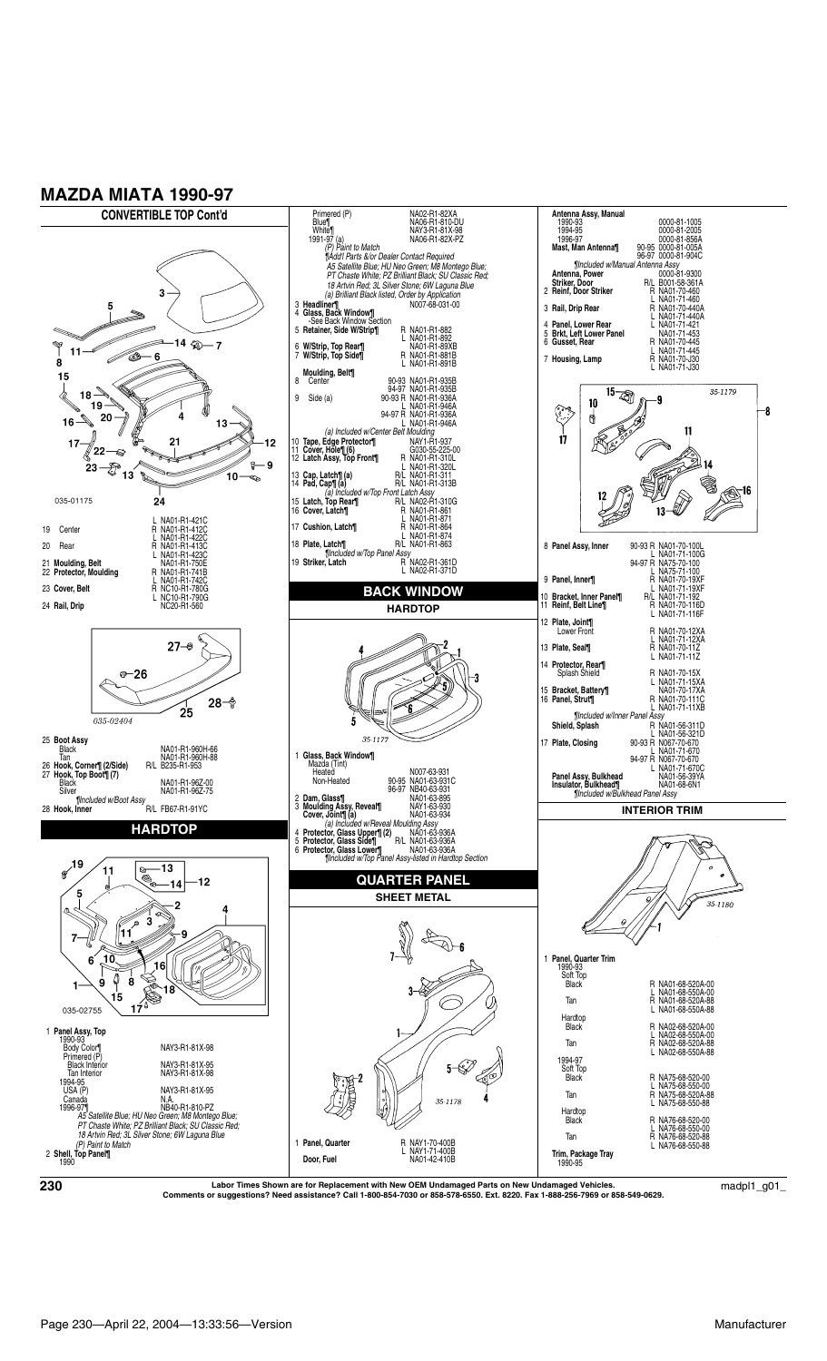# MAZDA MIATA 1990-97

## CONVERTIBLE TOP Cont'd

035-01175

| No. | Part | Side | Number |
|---|---|---|---|
| | | L | NA01-R1-421C |
| 19 | Center | R | NA01-R1-412C |
| | | L | NA01-R1-422C |
| 20 | Rear | R | NA01-R1-413C |
| | | L | NA01-R1-423C |
| 21 | **Moulding, Belt** | | NA01-R1-750E |
| 22 | **Protector, Moulding** | R | NA01-R1-741B |
| | | L | NA01-R1-742C |
| 23 | **Cover, Belt** | R | NC10-R1-780G |
| | | L | NC10-R1-790G |
| 24 | **Rail, Drip** | | NC20-R1-560 |

035-02404

| No. | Part | Side | Number |
|---|---|---|---|
| 25 | **Boot Assy** | | |
| | Black | | NA01-R1-960H-66 |
| | Tan | | NA01-R1-960H-88 |
| 26 | **Hook, Corner¶ (2/Side)** | R/L | B235-R1-953 |
| 27 | **Hook, Top Boot¶ (7)** | | |
| | Black | | NA01-R1-96Z-00 |
| | Silver | | NA01-R1-96Z-75 |
| | *¶Included w/Boot Assy* | | |
| 28 | **Hook, Inner** | R/L | FB67-R1-91YC |

## HARDTOP

035-02755

| No. | Part | Number |
|---|---|---|
| 1 | **Panel Assy, Top** | |
| | 1990-93 | |
| | Body Color¶ | NAY3-R1-81X-98 |
| | Primered (P) | |
| | Black Interior | NAY3-R1-81X-95 |
| | Tan Interior | NAY3-R1-81X-98 |
| | 1994-95 | |
| | USA (P) | NAY3-R1-81X-95 |
| | Canada | N.A. |
| | 1996-97¶ | NB40-R1-810-PZ |
| | *A5 Satellite Blue; HU Neo Green; M8 Montego Blue; PT Chaste White; PZ Brilliant Black; SU Classic Red; 18 Artvin Red; 3L Silver Stone; 6W Laguna Blue* | |
| | *(P) Paint to Match* | |
| 2 | **Shell, Top Panel¶** | |
| | 1990 | |
| | Primered (P) | NA02-R1-82XA |
| | Blue¶ | NA06-R1-810-DU |
| | White¶ | NAY3-R1-81X-98 |
| | 1991-97 (a) | NA06-R1-82X-PZ |
| | *(P) Paint to Match* | |
| | *¶Add'l Parts &/or Dealer Contact Required* | |
| | *A5 Satellite Blue; HU Neo Green; M8 Montego Blue; PT Chaste White; PZ Brilliant Black; SU Classic Red; 18 Artvin Red; 3L Silver Stone; 6W Laguna Blue* | |
| | *(a) Brilliant Black listed, Order by Application* | |
| 3 | **Headliner¶** | N007-68-031-00 |
| 4 | **Glass, Back Window¶** | |
| | -See Back Window Section | |

| No. | Part | Side | Number |
|---|---|---|---|
| 5 | **Retainer, Side W/Strip¶** | R | NA01-R1-882 |
| | | L | NA01-R1-892 |
| 6 | **W/Strip, Top Rear¶** | | NA01-R1-89XB |
| 7 | **W/Strip, Top Side¶** | R | NA01-R1-881B |
| | | L | NA01-R1-891B |
| | **Moulding, Belt¶** | | |
| 8 | Center | 90-93 | NA01-R1-935B |
| | | 94-97 | NA01-R1-935B |
| 9 | Side (a) | 90-93 R | NA01-R1-936A |
| | | L | NA01-R1-946A |
| | | 94-97 R | NA01-R1-936A |
| | | L | NA01-R1-946A |
| | *(a) Included w/Center Belt Moulding* | | |
| 10 | **Tape, Edge Protector¶** | | NAY1-R1-937 |
| 11 | **Cover, Hole¶ (6)** | | G030-55-225-00 |
| 12 | **Latch Assy, Top Front¶** | R | NA01-R1-310L |
| | | L | NA01-R1-320L |
| 13 | **Cap, Latch¶ (a)** | R/L | NA01-R1-311 |
| 14 | **Pad, Cap¶ (a)** | R/L | NA01-R1-313B |
| | *(a) Included w/Top Front Latch Assy* | | |
| 15 | **Latch, Top Rear¶** | R/L | NA02-R1-310G |
| 16 | **Cover, Latch¶** | R | NA01-R1-861 |
| | | L | NA01-R1-871 |
| 17 | **Cushion, Latch¶** | R | NA01-R1-864 |
| | | L | NA01-R1-874 |
| 18 | **Plate, Latch¶** | R/L | NA01-R1-863 |
| | *¶Included w/Top Panel Assy* | | |
| 19 | **Striker, Latch** | R | NA02-R1-361D |
| | | L | NA02-R1-371D |

## BACK WINDOW

### HARDTOP

35-1177

| No. | Part | Side | Number |
|---|---|---|---|
| 1 | **Glass, Back Window¶** | | |
| | Mazda (Tint) | | |
| | Heated | | N007-63-931 |
| | Non-Heated | 90-95 | NA01-63-931C |
| | | 96-97 | NB40-63-931 |
| 2 | **Dam, Glass¶** | | NA01-63-895 |
| 3 | **Moulding Assy, Reveal¶** | | NAY1-63-930 |
| | **Cover, Joint¶ (a)** | | NA01-63-934 |
| | *(a) Included w/Reveal Moulding Assy* | | |
| 4 | **Protector, Glass Upper¶ (2)** | | NA01-63-936A |
| 5 | **Protector, Glass Side¶** | R/L | NA01-63-936A |
| 6 | **Protector, Glass Lower¶** | | NA01-63-936A |
| | *¶Included w/Top Panel Assy-listed in Hardtop Section* | | |

## QUARTER PANEL

### SHEET METAL

35-1178

| No. | Part | Side | Number |
|---|---|---|---|
| 1 | **Panel, Quarter** | R | NAY1-70-400B |
| | | L | NAY1-71-400B |
| | **Door, Fuel** | | NA01-42-410B |
| | **Antenna Assy, Manual** | | |
| | 1990-93 | | 0000-81-1005 |
| | 1994-95 | | 0000-81-2005 |
| | 1996-97 | | 0000-81-856A |
| | **Mast, Man Antenna¶** | 90-95 | 0000-81-005A |
| | | 96-97 | 0000-81-904C |
| | *¶Included w/Manual Antenna Assy* | | |
| | **Antenna, Power** | | 0000-81-9300 |
| | **Striker, Door** | R/L | B001-58-361A |
| 2 | **Reinf, Door Striker** | R | NA01-70-460 |
| | | L | NA01-71-460 |
| 3 | **Rail, Drip Rear** | R | NA01-70-440A |
| | | L | NA01-71-440A |
| 4 | **Panel, Lower Rear** | L | NA01-71-421 |
| 5 | **Brkt, Left Lower Panel** | | NA01-71-453 |
| 6 | **Gusset, Rear** | R | NA01-70-445 |
| | | L | NA01-71-445 |
| 7 | **Housing, Lamp** | R | NA01-70-J30 |
| | | L | NA01-71-J30 |

35-1179

| No. | Part | Side | Number |
|---|---|---|---|
| 8 | **Panel Assy, Inner** | 90-93 R | NA01-70-100L |
| | | L | NA01-71-100G |
| | | 94-97 R | NA75-70-100 |
| | | L | NA75-71-100 |
| 9 | **Panel, Inner¶** | R | NA01-70-19XF |
| | | L | NA01-71-19XF |
| 10 | **Bracket, Inner Panel¶** | R/L | NA01-71-192 |
| 11 | **Reinf, Belt Line¶** | R | NA01-70-116D |
| | | L | NA01-71-116F |
| 12 | **Plate, Joint¶** | | |
| | Lower Front | R | NA01-70-12XA |
| | | L | NA01-71-12XA |
| 13 | **Plate, Seal¶** | R | NA01-70-11Z |
| | | L | NA01-71-11Z |
| 14 | **Protector, Rear¶** | | |
| | Splash Shield | R | NA01-70-15X |
| | | L | NA01-71-15XA |
| 15 | **Bracket, Battery¶** | | NA01-70-17XA |
| 16 | **Panel, Strut¶** | R | NA01-70-111C |
| | | L | NA01-71-11XB |
| | *¶Included w/Inner Panel Assy* | | |
| | **Shield, Splash** | R | NA01-56-311D |
| | | L | NA01-56-321D |
| 17 | **Plate, Closing** | 90-93 R | N067-70-670 |
| | | L | NA01-71-670 |
| | | 94-97 R | N067-70-670 |
| | | L | NA01-71-670C |
| | **Panel Assy, Bulkhead** | | NA01-56-39YA |
| | **Insulator, Bulkhead¶** | | NA01-68-6N1 |
| | *¶Included w/Bulkhead Panel Assy* | | |

## INTERIOR TRIM

35-1180

| No. | Part | Side | Number |
|---|---|---|---|
| 1 | **Panel, Quarter Trim** | | |
| | 1990-93 | | |
| | Soft Top | | |
| | Black | R | NA01-68-520A-00 |
| | | L | NA01-68-550A-00 |
| | Tan | R | NA01-68-520A-88 |
| | | L | NA01-68-550A-88 |
| | Hardtop | | |
| | Black | R | NA02-68-520A-00 |
| | | L | NA02-68-550A-00 |
| | Tan | R | NA02-68-520A-88 |
| | | L | NA02-68-550A-88 |
| | 1994-97 | | |
| | Soft Top | | |
| | Black | R | NA75-68-520-00 |
| | | L | NA75-68-550-00 |
| | Tan | R | NA75-68-520A-88 |
| | | L | NA75-68-550-88 |
| | Hardtop | | |
| | Black | R | NA76-68-520-00 |
| | | L | NA76-68-550-00 |
| | Tan | R | NA76-68-520-88 |
| | | L | NA76-68-550-88 |
| | **Trim, Package Tray** | | |
| | 1990-95 | | |

**Labor Times Shown are for Replacement with New OEM Undamaged Parts on New Undamaged Vehicles.**
**Comments or suggestions? Need assistance? Call 1-800-854-7030 or 858-578-6550. Ext. 8220. Fax 1-888-256-7969 or 858-549-0629.**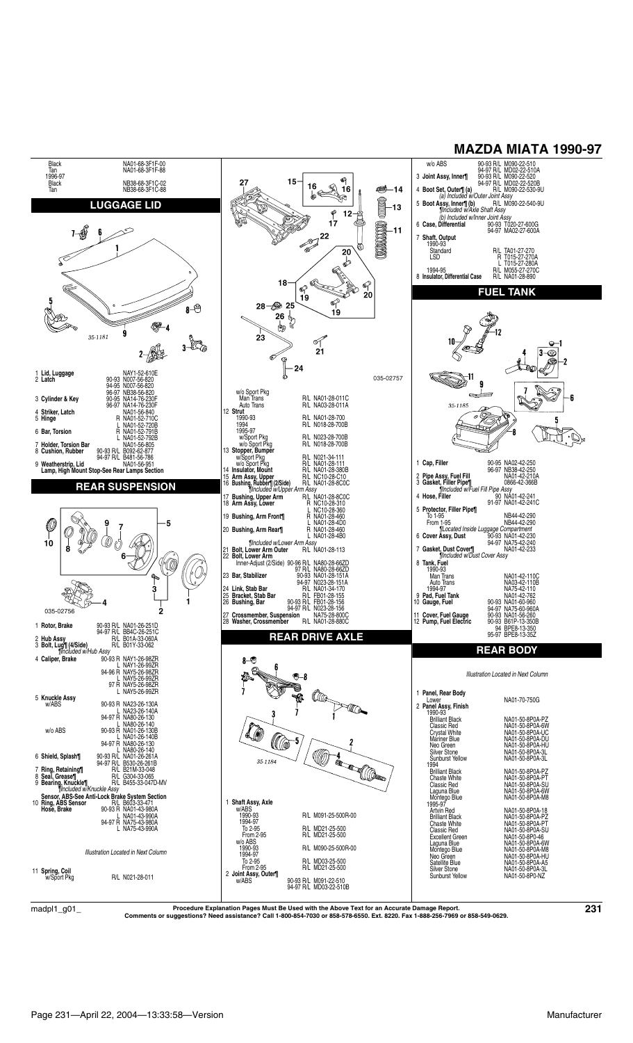# MAZDA MIATA 1990-97

| | |
|---|---|
| Black | NA01-68-3F1F-00 |
| Tan | NA01-68-3F1F-88 |
| 1996-97 | |
| Black | NB38-68-3F1C-02 |
| Tan | NB38-68-3F1C-88 |

## LUGGAGE LID

35-1181

| | | |
|---|---|---|
| 1 **Lid, Luggage** | | NAY1-52-610E |
| 2 **Latch** | 90-93 | N007-56-820 |
| | 94-95 | N007-56-820 |
| | 96-97 | NB38-56-820 |
| 3 **Cylinder & Key** | 90-95 | NA14-76-230F |
| | 96-97 | NA14-76-230F |
| 4 **Striker, Latch** | | NA01-56-840 |
| 5 **Hinge** | R | NA01-52-710C |
| | L | NA01-52-720B |
| 6 **Bar, Torsion** | R | NA01-52-791B |
| | L | NA01-52-792B |
| 7 **Holder, Torsion Bar** | | NA01-56-805 |
| 8 **Cushion, Rubber** | 90-93 R/L | B092-62-877 |
| | 94-97 R/L | B481-56-786 |
| 9 **Weatherstrip, Lid** | | NA01-56-951 |

**Lamp, High Mount Stop-See Rear Lamps Section**

## REAR SUSPENSION

035-02756

| | | |
|---|---|---|
| 1 **Rotor, Brake** | 90-93 R/L | NA01-26-251D |
| | 94-97 R/L | BB4C-26-251C |
| 2 **Hub Assy** | R/L | B01A-33-060A |
| 3 **Bolt, Lug¶ (4/Side)** | R/L | B01Y-33-062 |
| *¶Included w/Hub Assy* | | |
| 4 **Caliper, Brake** | 90-93 R | NAY1-26-98ZR |
| | L | NAY1-26-99ZR |
| | 94-96 R | NAY5-26-98ZR |
| | L | NAY5-26-99ZR |
| | 97 R | NAY5-26-98ZR |
| | L | NAY5-26-99ZR |
| 5 **Knuckle Assy** | | |
| w/ABS | 90-93 R | NA23-26-130A |
| | L | NA23-26-140A |
| | 94-97 R | NA80-26-130 |
| | L | NA80-26-140 |
| w/o ABS | 90-93 R | NA01-26-130B |
| | L | NA01-26-140B |
| | 94-97 R | NA80-26-130 |
| | L | NA80-26-140 |
| 6 **Shield, Splash¶** | 90-93 R/L | NA01-26-261A |
| | 94-97 R/L | B530-26-261B |
| 7 **Ring, Retaining¶** | R/L | B21M-33-048 |
| 8 **Seal, Grease¶** | R/L | G304-33-065 |
| 9 **Bearing, Knuckle¶** | R/L | B455-33-047D-MV |
| *¶Included w/Knuckle Assy* | | |
| **Sensor, ABS-See Anti-Lock Brake System Section** | | |
| 10 **Ring, ABS Sensor** | R/L | B6B3-33-471 |
| **Hose, Brake** | 90-93 R | NA01-43-980A |
| | L | NA01-43-990A |
| | 94-97 R | NA75-43-980A |
| | L | NA75-43-990A |

*Illustration Located in Next Column*

| | | |
|---|---|---|
| 11 **Spring, Coil** | | |
| w/Sport Pkg | R/L | N021-28-011 |
| w/o Sport Pkg | | |
| Man Trans | R/L | NA01-28-011C |
| Auto Trans | R/L | NA03-28-011A |
| 12 **Strut** | | |
| 1990-93 | R/L | NA01-28-700 |
| 1994 | R/L | N018-28-700B |
| 1995-97 | | |
| w/Sport Pkg | R/L | N023-28-700B |
| w/o Sport Pkg | R/L | N018-28-700B |
| 13 **Stopper, Bumper** | | |
| w/Sport Pkg | R/L | N021-34-111 |
| w/o Sport Pkg | R/L | NA01-28-111 |
| 14 **Insulator, Mount** | R/L | NA01-28-380B |
| 15 **Arm Assy, Upper** | R/L | NC10-28-C10 |
| 16 **Bushing, Rubber¶ (2/Side)** | R/L | NA01-28-8C0C |
| *¶Included w/Upper Arm Assy* | | |
| 17 **Bushing, Upper Arm** | R/L | NA01-28-8C0C |
| 18 **Arm Assy, Lower** | R | NC10-28-310 |
| | L | NC10-28-360 |
| 19 **Bushing, Arm Front¶** | R | NA01-28-460 |
| | L | NA01-28-4D0 |
| 20 **Bushing, Arm Rear¶** | R | NA01-28-460 |
| | L | NA01-28-4B0 |
| *¶Included w/Lower Arm Assy* | | |
| 21 **Bolt, Lower Arm Outer** | R/L | NA01-28-113 |
| 22 **Bolt, Lower Arm** | | |
| Inner-Adjust (2/Side) | 90-96 R/L | NA80-28-66ZD |
| | 97 R/L | NA80-28-66ZD |
| 23 **Bar, Stabilizer** | 90-93 | NA01-28-151A |
| | 94-97 | N023-28-151A |
| 24 **Link, Stab Bar** | R/L | NA01-34-170 |
| 25 **Bracket, Stab Bar** | R/L | FB01-28-155 |
| 26 **Bushing, Bar** | 90-93 R/L | FB01-28-156 |
| | 94-97 R/L | N023-28-156 |
| 27 **Crossmember, Suspension** | | NA75-28-800C |
| 28 **Washer, Crossmember** | R/L | NA01-28-880C |

035-02757

## REAR DRIVE AXLE

35-1184

| | | |
|---|---|---|
| 1 **Shaft Assy, Axle** | | |
| w/ABS | | |
| 1990-93 | R/L | M091-25-500R-00 |
| 1994-97 | | |
| To 2-95 | R/L | MD21-25-500 |
| From 2-95 | R/L | MD21-25-500 |
| w/o ABS | | |
| 1990-93 | R/L | M090-25-500R-00 |
| 1994-97 | | |
| To 2-95 | R/L | MD03-25-500 |
| From 2-95 | R/L | MD21-25-500 |
| 2 **Joint Assy, Outer¶** | | |
| w/ABS | 90-93 R/L | M091-22-510 |
| | 94-97 R/L | MD03-22-510B |
| w/o ABS | 90-93 R/L | M090-22-510 |
| | 94-97 R/L | MD02-22-510A |
| 3 **Joint Assy, Inner¶** | 90-93 R/L | M090-22-520 |
| | 94-97 R/L | MD02-22-520B |
| 4 **Boot Set, Outer¶ (a)** | R/L | M090-22-530-9U |
| *(a) Included w/Outer Joint Assy* | | |
| 5 **Boot Assy, Inner¶ (b)** | R/L | M090-22-540-9U |
| *¶Included w/Axle Shaft Assy* | | |
| *(b) Included w/Inner Joint Assy* | | |
| 6 **Case, Differential** | 90-93 | T020-27-600G |
| | 94-97 | MA02-27-600A |
| 7 **Shaft, Output** | | |
| 1990-93 | | |
| Standard | R/L | TA01-27-270 |
| LSD | R | T015-27-270A |
| | L | T015-27-280A |
| 1994-95 | R/L | M055-27-270C |
| 8 **Insulator, Differential Case** | R/L | NA01-28-890 |

## FUEL TANK

35-1185

| | | |
|---|---|---|
| 1 **Cap, Filler** | 90-95 | NA02-42-250 |
| | 96-97 | NB38-42-250 |
| 2 **Pipe Assy, Fuel Fill** | | NA01-42-210A |
| 3 **Gasket, Filler Pipe¶** | | 0866-42-366B |
| *¶Included w/Fuel Fill Pipe Assy* | | |
| 4 **Hose, Filler** | 90 | NA01-42-241 |
| | 91-97 | NA01-42-241C |
| 5 **Protector, Filler Pipe¶** | | |
| To 1-95 | | NB44-42-290 |
| From 1-95 | | NB44-42-290 |
| *¶Located Inside Luggage Compartment* | | |
| 6 **Cover Assy, Dust** | 90-93 | NA01-42-230 |
| | 94-97 | NA75-42-240 |
| 7 **Gasket, Dust Cover¶** | | NA01-42-233 |
| *¶Included w/Dust Cover Assy* | | |
| 8 **Tank, Fuel** | | |
| 1990-93 | | |
| Man Trans | | NA01-42-110C |
| Auto Trans | | NA03-42-110B |
| 1994-97 | | NA75-42-110 |
| 9 **Pad, Fuel Tank** | | NA01-42-762 |
| 10 **Gauge, Fuel** | 90-93 | NA01-60-960 |
| | 94-97 | NA75-60-960A |
| 11 **Cover, Fuel Gauge** | 90-93 | NA01-56-260 |
| 12 **Pump, Fuel Electric** | 90-93 | B61P-13-350B |
| | 94 | BPE8-13-350 |
| | 95-97 | BPE8-13-35Z |

## REAR BODY

*Illustration Located in Next Column*

| | |
|---|---|
| 1 **Panel, Rear Body** | |
| Lower | NA01-70-750G |
| 2 **Panel Assy, Finish** | |
| 1990-93 | |
| Brilliant Black | NA01-50-8P0A-PZ |
| Classic Red | NA01-50-8P0A-6W |
| Crystal White | NA01-50-8P0A-UC |
| Mariner Blue | NA01-50-8P0A-DU |
| Neo Green | NA01-50-8P0A-HU |
| Silver Stone | NA01-50-8P0A-3L |
| Sunburst Yellow | NA01-50-8P0A-3L |
| 1994 | |
| Brilliant Black | NA01-50-8P0A-PZ |
| Chaste White | NA01-50-8P0A-PT |
| Classic Red | NA01-50-8P0A-SU |
| Laguna Blue | NA01-50-8P0A-6W |
| Montego Blue | NA01-50-8P0A-M8 |
| 1995-97 | |
| Artvin Red | NA01-50-8P0A-18 |
| Brilliant Black | NA01-50-8P0A-PZ |
| Chaste White | NA01-50-8P0A-PT |
| Classic Red | NA01-50-8P0A-SU |
| Excellent Green | NA01-50-8P0A-46 |
| Laguna Blue | NA01-50-8P0A-6W |
| Montego Blue | NA01-50-8P0A-M8 |
| Neo Green | NA01-50-8P0A-HU |
| Satellite Blue | NA01-50-8P0A-A5 |
| Silver Stone | NA01-50-8P0A-3L |
| Sunburst Yellow | NA01-50-8P0-NZ |

**Procedure Explanation Pages Must Be Used with the Above Text for an Accurate Damage Report.**
**Comments or suggestions? Need assistance? Call 1-800-854-7030 or 858-578-6550. Ext. 8220. Fax 1-888-256-7969 or 858-549-0629.**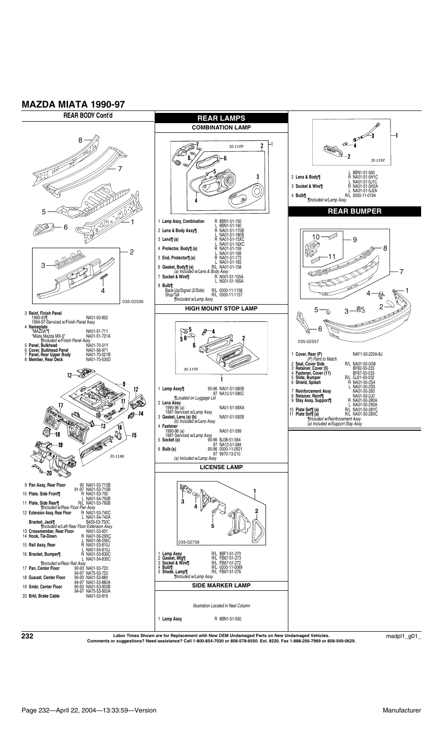# MAZDA MIATA 1990-97

## REAR BODY Cont'd

035-02556

| | | |
|---|---|---|
| 3 **Reinf, Finish Panel** | | |
| 1990-93¶ | | NA01-50-852 |
| 1994-97-Serviced w/Finish Panel Assy | | |
| 4 **Nameplate** | | |
| "MAZDA"¶ | | NA01-51-711 |
| "Miata Mazda MX-5" | | NA01-51-721A |
| ¶Included w/Finish Panel Assy | | |
| 5 **Panel, Bulkhead** | | NA01-70-51Y |
| 6 **Cover, Bulkhead Panel** | | NA01-56-971 |
| 7 **Panel, Rear Upper Body** | | NA01-70-521B |
| 8 **Member, Rear Deck** | | NA01-70-530D |

35-1188

| | | |
|---|---|---|
| 9 **Pan Assy, Rear Floor** | 90 | NA01-53-710B |
| | 91-97 | NA01-53-710B |
| 10 **Plate, Side Front¶** | R | NA01-53-750 |
| | L | NA01-54-750B |
| 11 **Plate, Side Rear¶** | R/L | NA01-53-760B |
| ¶Included w/Rear Floor Pan Assy | | |
| 12 **Extension Assy, Rear Floor** | R | NA01-53-740C |
| | L | NA01-54-740A |
| **Bracket, Jack¶** | | B455-53-750C |
| ¶Included w/Left Rear Floor Extension Assy | | |
| 13 **Crossmember, Rear Floor** | | NA01-53-931 |
| 14 **Hook, Tie-Down** | R | NA01-56-29XC |
| | L | NA01-56-290C |
| 15 **Rail Assy, Rear** | R | NA01-53-810J |
| | L | NA01-54-810J |
| 16 **Bracket, Bumper¶** | R | NA01-53-830C |
| | L | NA01-54-830C |
| ¶Included w/Rear Rail Assy | | |
| 17 **Pan, Center Floor** | 90-93 | NA01-53-720 |
| | 94-97 | NA75-53-720 |
| 18 **Gusset, Center Floor** | 90-93 | NA01-53-880 |
| | 94-97 | NA01-53-880A |
| 19 **Xmbr, Center Floor** | 90-93 | NA01-53-900B |
| | 94-97 | NA75-53-900A |
| 20 **Brkt, Brake Cable** | | NA01-53-819 |

## REAR LAMPS

### COMBINATION LAMP

35-1189

| | | |
|---|---|---|
| 1 **Lamp Assy, Combination** | R | 8BN1-51-150 |
| | L | 8BN1-51-160 |
| 2 **Lens & Body Assy¶** | R | NA01-51-170B |
| | L | NA01-51-180B |
| 3 **Lens¶ (a)** | R | NA01-51-15XC |
| | L | NA01-51-16XC |
| 4 **Protector, Body¶ (a)** | R | NA01-51-159 |
| | L | NA01-51-169 |
| 5 **End, Protector¶ (a)** | R | NA01-51-173 |
| | L | NA01-51-183 |
| 6 **Gasket, Body¶ (a)** | R/L | NA01-51-158 |
| (a) Included w/Lens & Body Assy | | |
| 7 **Socket & Wire¶** | R | N001-51-155A |
| | L | N001-51-165A |
| 8 **Bulb¶** | | |
| Back-Up/Signal (2/Side) | R/L | 0000-11-1156 |
| Stop/Tail | R/L | 0000-11-1157 |
| ¶Included w/Lamp Assy | | |

### HIGH MOUNT STOP LAMP

35-1190

| | | |
|---|---|---|
| 1 **Lamp Assy¶** | 90-96 | NA01-51-580B |
| | 97 | NA12-51-580C |
| ¶Located on Luggage Lid | | |
| 2 **Lens Assy** | | |
| 1990-96 (a) | | NA01-51-58XA |
| 1997-Serviced w/Lamp Assy | | |
| 3 **Gasket, Lens (a) (b)** | | NA01-51-592B |
| (b) Included w/Lens Assy | | |
| 4 **Fastener** | | |
| 1990-96 (a) | | NA01-51-599 |
| 1997-Serviced w/Lamp Assy | | |
| 5 **Socket (a)** | 90-96 | BJ38-51-584 |
| | 97 | NA12-51-584 |
| 6 **Bulb (a)** | 90-96 | 0000-11-0921 |
| | 97 | 9970-13-210 |
| (a) Included w/Lamp Assy | | |

### LICENSE LAMP

035-02758

| | | |
|---|---|---|
| 1 **Lamp Assy** | R/L | 8BF1-51-270 |
| 2 **Gasket, Mtg¶** | R/L | FB67-51-273 |
| 3 **Socket & Wire¶** | R/L | FB67-51-272 |
| 4 **Bulb¶** | R/L | 0000-11-0089 |
| 5 **Shade, Lamp¶** | R/L | FB67-51-276 |
| ¶Included w/Lamp Assy | | |

### SIDE MARKER LAMP

*Illustration Located in Next Column*

| | | |
|---|---|---|
| 1 **Lamp Assy** | R | 8BN1-51-550 |

35-1192

| | | |
|---|---|---|
| 2 **Lens & Body¶** | L | 8BN1-51-560 |
| | R | NA01-51-5H1C |
| | L | NA01-51-5J1C |
| 3 **Socket & Wire¶** | R | NA01-51-5H2A |
| | L | NA01-51-5J2A |
| 4 **Bulb¶** | R/L | 0000-11-0194 |
| ¶Included w/Lamp Assy | | |

## REAR BUMPER

035-02557

| | | |
|---|---|---|
| 1 **Cover, Rear (P)** | | NAY1-50-220A-8J |
| (P) Paint to Match | | |
| 2 **Seal, Cover Side** | R/L | NA01-50-0G8 |
| 3 **Retainer, Cover (5)** | | BF82-50-233 |
| 4 **Fastener, Cover (11)** | | BF67-50-033 |
| 5 **Slide, Bumper** | R/L | GJ21-50-032 |
| 6 **Shield, Splash** | R | NA01-50-2S4 |
| | L | NA01-50-2S5 |
| 7 **Reinforcement Assy** | | NA01-50-260 |
| 8 **Retainer, Reinf¶** | | NA01-50-2J0 |
| 9 **Stay Assy, Support¶** | R | NA01-50-280A |
| | L | NA01-50-290A |
| 10 **Plate Set¶ (a)** | R/L | NA01-50-28YC |
| 11 **Plate Set¶ (a)** | R/L | NA01-50-28XC |
| ¶Included w/Reinforcement Assy | | |
| (a) Included w/Support Stay Assy | | |

Labor Times Shown are for Replacement with New OEM Undamaged Parts on New Undamaged Vehicles.
Comments or suggestions? Need assistance? Call 1-800-854-7030 or 858-578-6550. Ext. 8220. Fax 1-888-256-7969 or 858-549-0629.